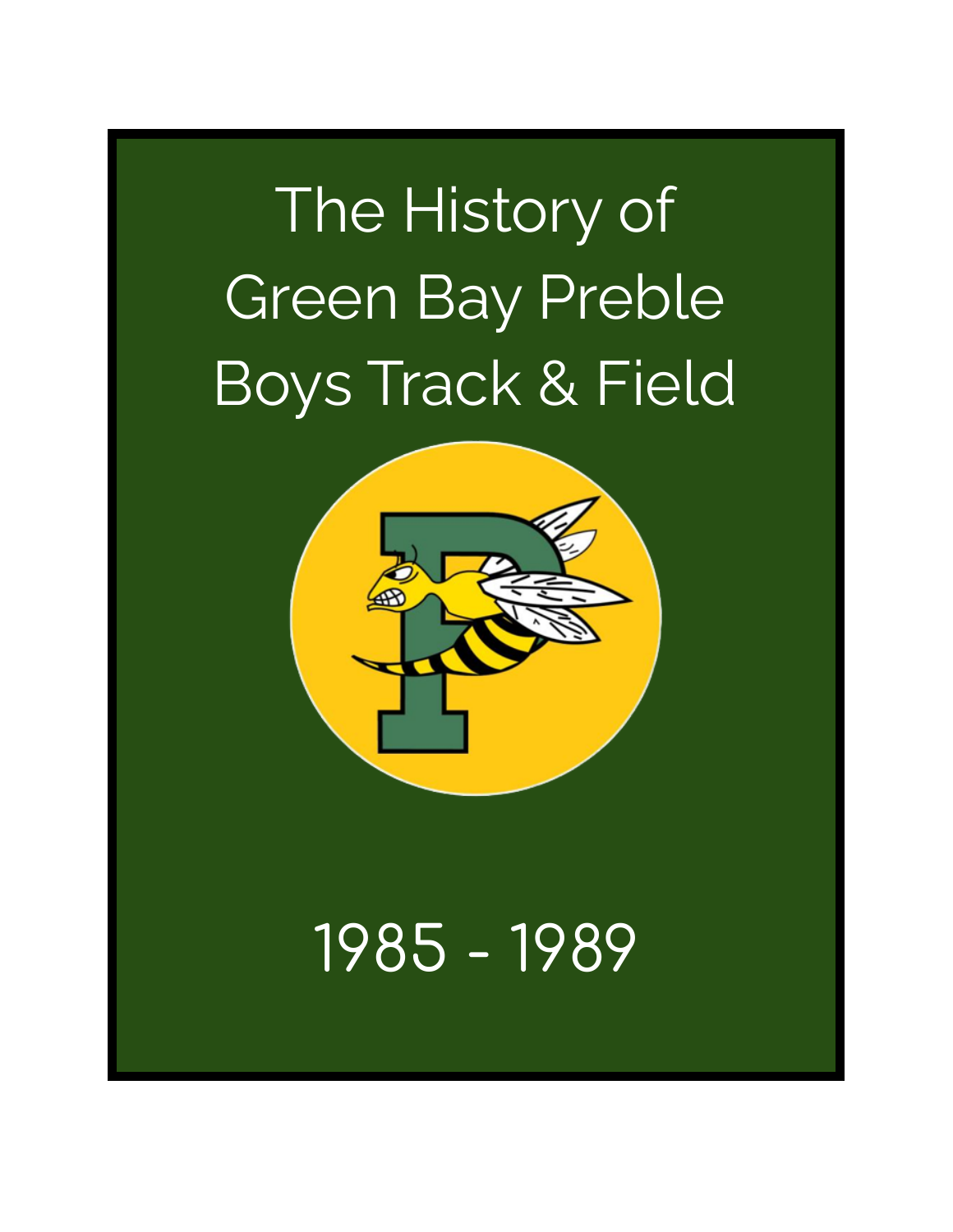# The History of Green Bay Preble Boys Track & Field

1985 - 1989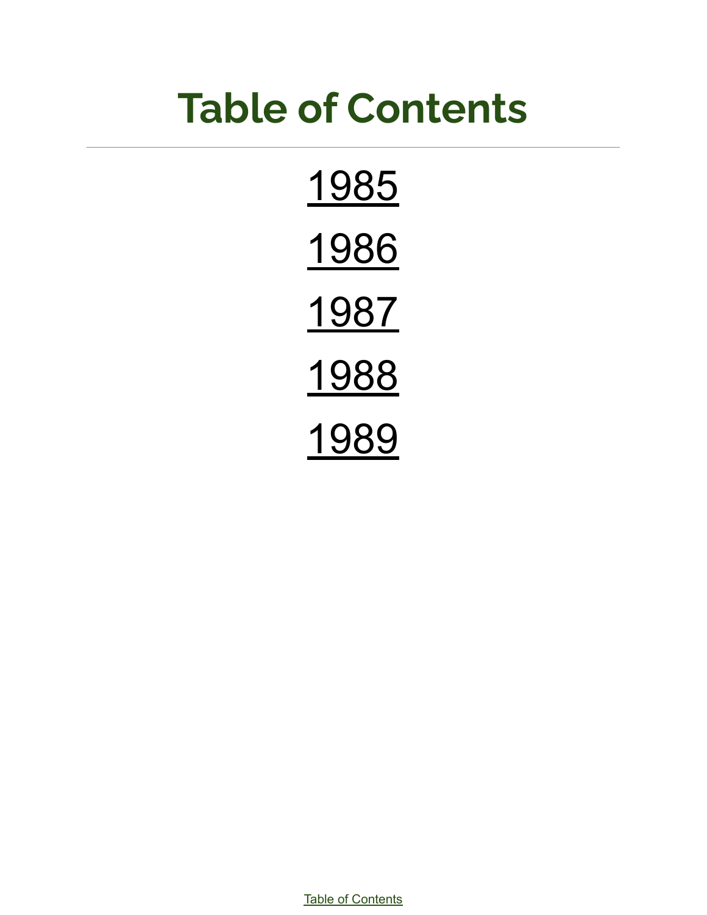# Table of Contents

---

1985

1986

1987

1988

1989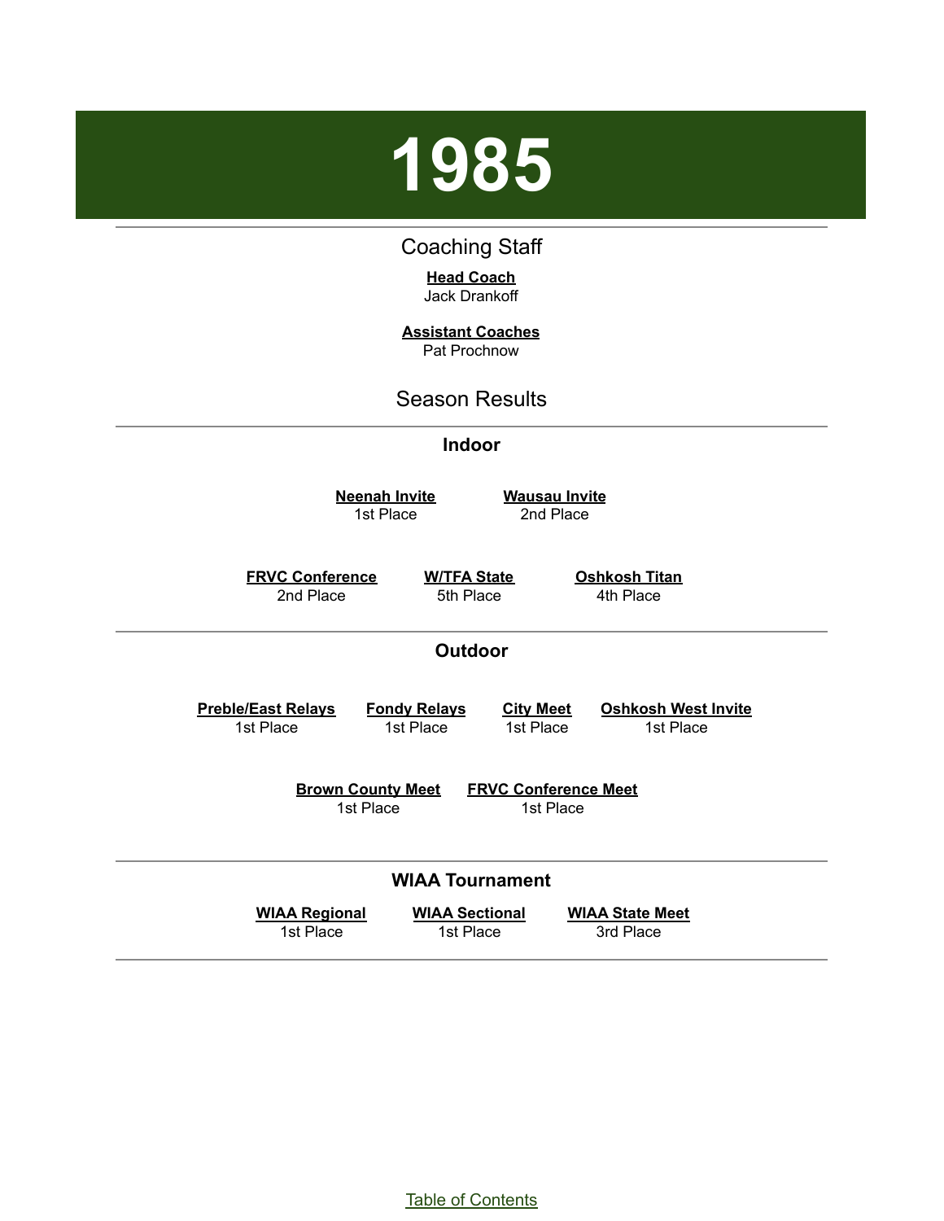# 1985

## Coaching Staff

**Head Coach**
Jack Drankoff

**Assistant Coaches**
Pat Prochnow

## Season Results

### Indoor

**Neenah Invite**
1st Place

**Wausau Invite**
2nd Place

**FRVC Conference**
2nd Place

**W/TFA State**
5th Place

**Oshkosh Titan**
4th Place

### Outdoor

**Preble/East Relays**
1st Place

**Fondy Relays**
1st Place

**City Meet**
1st Place

**Oshkosh West Invite**
1st Place

**Brown County Meet**
1st Place

**FRVC Conference Meet**
1st Place

### WIAA Tournament

**WIAA Regional**
1st Place

**WIAA Sectional**
1st Place

**WIAA State Meet**
3rd Place

Table of Contents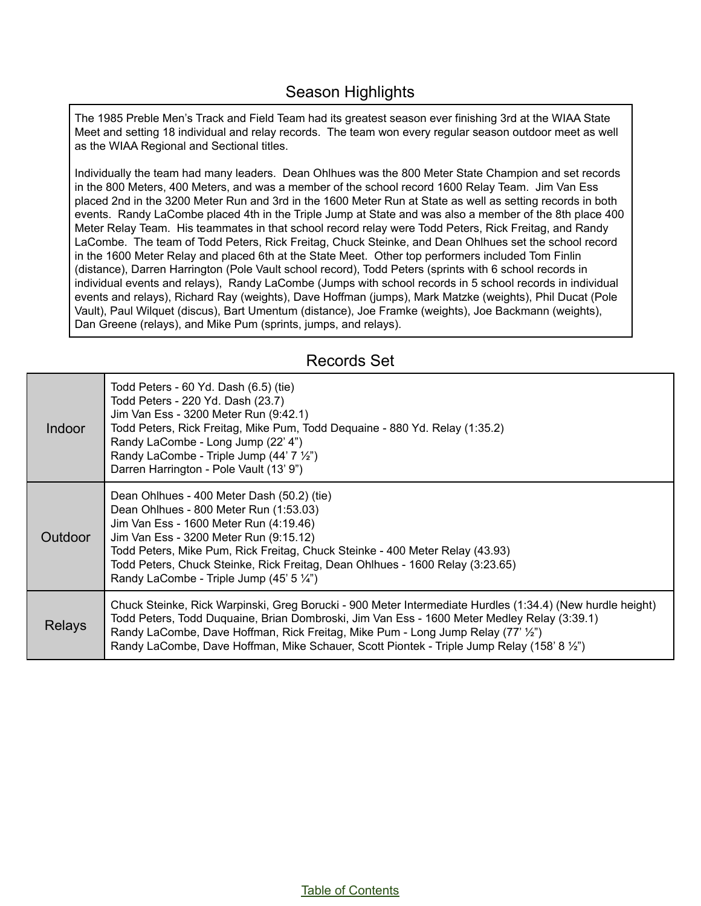## Season Highlights

The 1985 Preble Men's Track and Field Team had its greatest season ever finishing 3rd at the WIAA State Meet and setting 18 individual and relay records. The team won every regular season outdoor meet as well as the WIAA Regional and Sectional titles.

Individually the team had many leaders. Dean Ohlhues was the 800 Meter State Champion and set records in the 800 Meters, 400 Meters, and was a member of the school record 1600 Relay Team. Jim Van Ess placed 2nd in the 3200 Meter Run and 3rd in the 1600 Meter Run at State as well as setting records in both events. Randy LaCombe placed 4th in the Triple Jump at State and was also a member of the 8th place 400 Meter Relay Team. His teammates in that school record relay were Todd Peters, Rick Freitag, and Randy LaCombe. The team of Todd Peters, Rick Freitag, Chuck Steinke, and Dean Ohlhues set the school record in the 1600 Meter Relay and placed 6th at the State Meet. Other top performers included Tom Finlin (distance), Darren Harrington (Pole Vault school record), Todd Peters (sprints with 6 school records in individual events and relays), Randy LaCombe (Jumps with school records in 5 school records in individual events and relays), Richard Ray (weights), Dave Hoffman (jumps), Mark Matzke (weights), Phil Ducat (Pole Vault), Paul Wilquet (discus), Bart Umentum (distance), Joe Framke (weights), Joe Backmann (weights), Dan Greene (relays), and Mike Pum (sprints, jumps, and relays).

## Records Set

| | |
|---|---|
| Indoor | Todd Peters - 60 Yd. Dash (6.5) (tie)<br>Todd Peters - 220 Yd. Dash (23.7)<br>Jim Van Ess - 3200 Meter Run (9:42.1)<br>Todd Peters, Rick Freitag, Mike Pum, Todd Dequaine - 880 Yd. Relay (1:35.2)<br>Randy LaCombe - Long Jump (22' 4")<br>Randy LaCombe - Triple Jump (44' 7 ½")<br>Darren Harrington - Pole Vault (13' 9") |
| Outdoor | Dean Ohlhues - 400 Meter Dash (50.2) (tie)<br>Dean Ohlhues - 800 Meter Run (1:53.03)<br>Jim Van Ess - 1600 Meter Run (4:19.46)<br>Jim Van Ess - 3200 Meter Run (9:15.12)<br>Todd Peters, Mike Pum, Rick Freitag, Chuck Steinke - 400 Meter Relay (43.93)<br>Todd Peters, Chuck Steinke, Rick Freitag, Dean Ohlhues - 1600 Relay (3:23.65)<br>Randy LaCombe - Triple Jump (45' 5 ¼") |
| Relays | Chuck Steinke, Rick Warpinski, Greg Borucki - 900 Meter Intermediate Hurdles (1:34.4) (New hurdle height)<br>Todd Peters, Todd Duquaine, Brian Dombroski, Jim Van Ess - 1600 Meter Medley Relay (3:39.1)<br>Randy LaCombe, Dave Hoffman, Rick Freitag, Mike Pum - Long Jump Relay (77' ½")<br>Randy LaCombe, Dave Hoffman, Mike Schauer, Scott Piontek - Triple Jump Relay (158' 8 ½") |

Table of Contents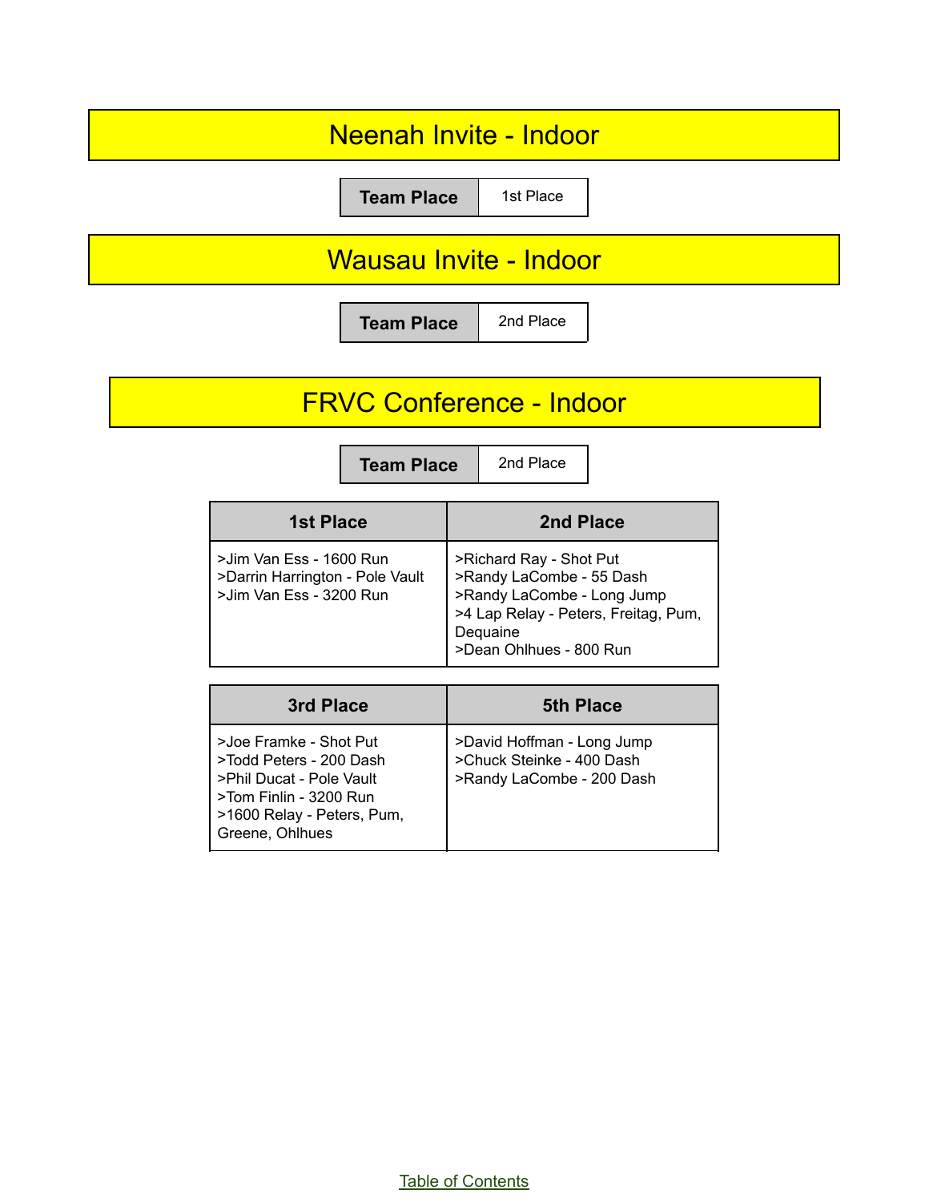# Neenah Invite - Indoor

| Team Place | 1st Place |
| --- | --- |

# Wausau Invite - Indoor

| Team Place | 2nd Place |
| --- | --- |

# FRVC Conference - Indoor

| Team Place | 2nd Place |
| --- | --- |

| 1st Place | 2nd Place |
| --- | --- |
| >Jim Van Ess - 1600 Run<br>>Darrin Harrington - Pole Vault<br>>Jim Van Ess - 3200 Run | >Richard Ray - Shot Put<br>>Randy LaCombe - 55 Dash<br>>Randy LaCombe - Long Jump<br>>4 Lap Relay - Peters, Freitag, Pum, Dequaine<br>>Dean Ohlhues - 800 Run |

| 3rd Place | 5th Place |
| --- | --- |
| >Joe Framke - Shot Put<br>>Todd Peters - 200 Dash<br>>Phil Ducat - Pole Vault<br>>Tom Finlin - 3200 Run<br>>1600 Relay - Peters, Pum, Greene, Ohlhues | >David Hoffman - Long Jump<br>>Chuck Steinke - 400 Dash<br>>Randy LaCombe - 200 Dash |

Table of Contents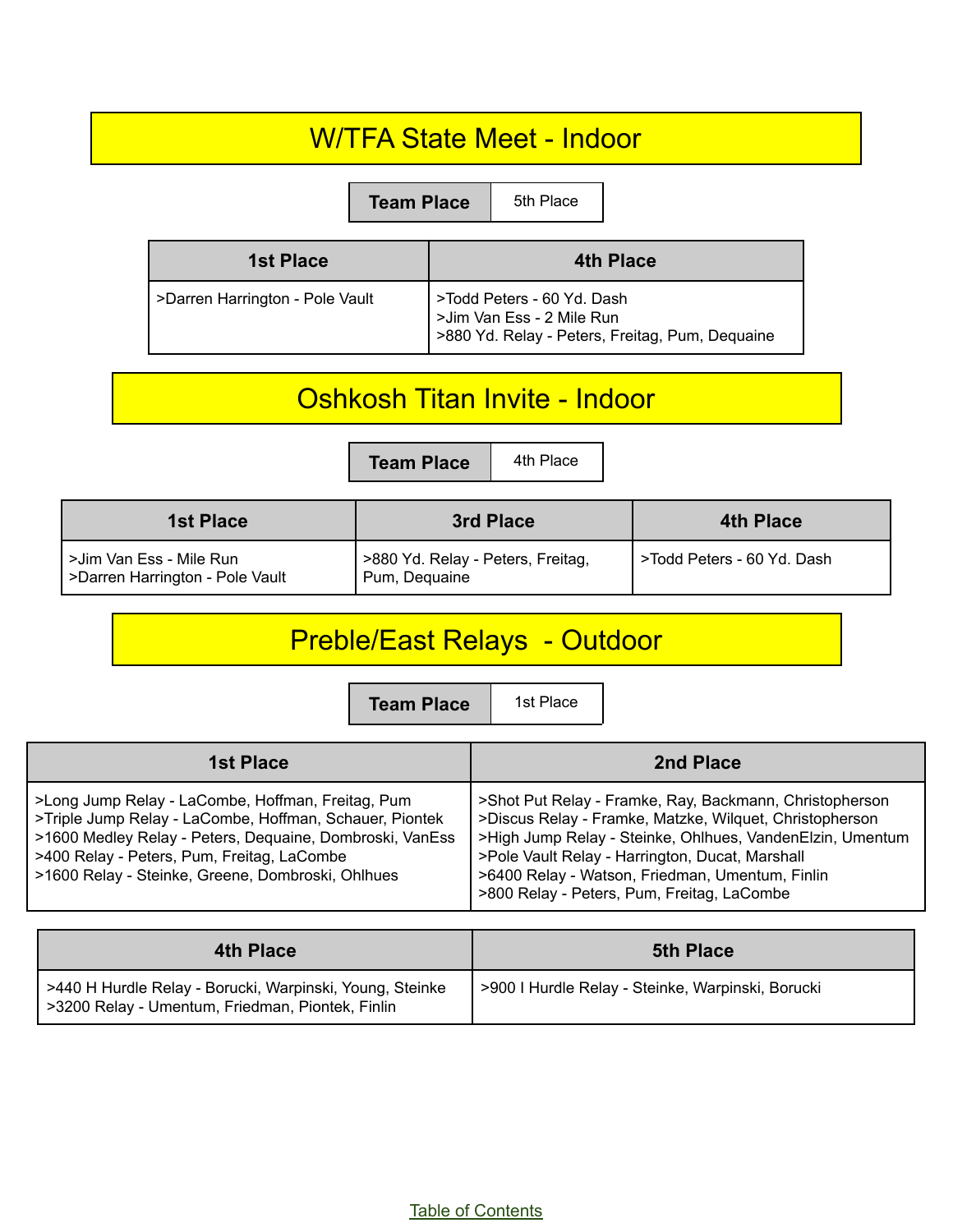# W/TFA State Meet - Indoor

| Team Place | 5th Place |
|---|---|

| 1st Place | 4th Place |
|---|---|
| >Darren Harrington - Pole Vault | >Todd Peters - 60 Yd. Dash<br>>Jim Van Ess - 2 Mile Run<br>>880 Yd. Relay - Peters, Freitag, Pum, Dequaine |

# Oshkosh Titan Invite - Indoor

| Team Place | 4th Place |
|---|---|

| 1st Place | 3rd Place | 4th Place |
|---|---|---|
| >Jim Van Ess - Mile Run<br>>Darren Harrington - Pole Vault | >880 Yd. Relay - Peters, Freitag, Pum, Dequaine | >Todd Peters - 60 Yd. Dash |

# Preble/East Relays - Outdoor

| Team Place | 1st Place |
|---|---|

| 1st Place | 2nd Place |
|---|---|
| >Long Jump Relay - LaCombe, Hoffman, Freitag, Pum<br>>Triple Jump Relay - LaCombe, Hoffman, Schauer, Piontek<br>>1600 Medley Relay - Peters, Dequaine, Dombroski, VanEss<br>>400 Relay - Peters, Pum, Freitag, LaCombe<br>>1600 Relay - Steinke, Greene, Dombroski, Ohlhues | >Shot Put Relay - Framke, Ray, Backmann, Christopherson<br>>Discus Relay - Framke, Matzke, Wilquet, Christopherson<br>>High Jump Relay - Steinke, Ohlhues, VandenElzin, Umentum<br>>Pole Vault Relay - Harrington, Ducat, Marshall<br>>6400 Relay - Watson, Friedman, Umentum, Finlin<br>>800 Relay - Peters, Pum, Freitag, LaCombe |

| 4th Place | 5th Place |
|---|---|
| >440 H Hurdle Relay - Borucki, Warpinski, Young, Steinke<br>>3200 Relay - Umentum, Friedman, Piontek, Finlin | >900 I Hurdle Relay - Steinke, Warpinski, Borucki |

Table of Contents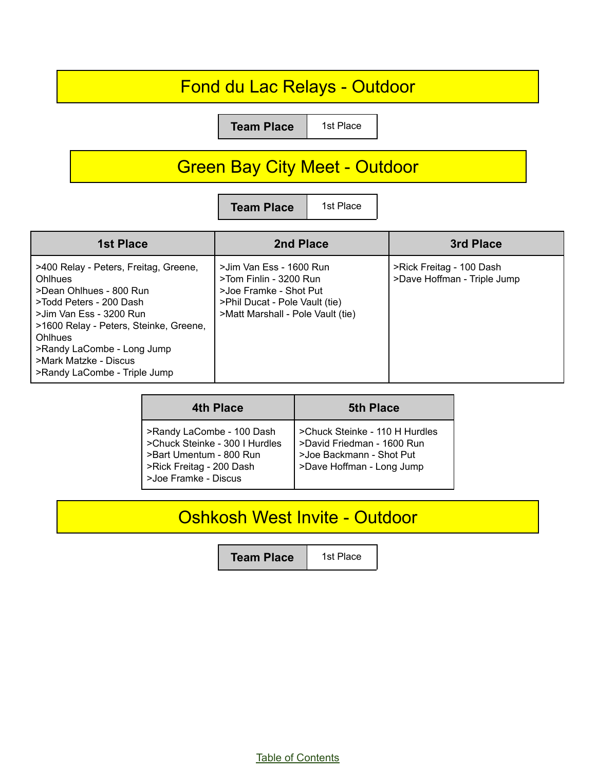## Fond du Lac Relays - Outdoor

| Team Place | 1st Place |
|---|---|

## Green Bay City Meet - Outdoor

| Team Place | 1st Place |
|---|---|

| 1st Place | 2nd Place | 3rd Place |
|---|---|---|
| >400 Relay - Peters, Freitag, Greene, Ohlhues<br>>Dean Ohlhues - 800 Run<br>>Todd Peters - 200 Dash<br>>Jim Van Ess - 3200 Run<br>>1600 Relay - Peters, Steinke, Greene, Ohlhues<br>>Randy LaCombe - Long Jump<br>>Mark Matzke - Discus<br>>Randy LaCombe - Triple Jump | >Jim Van Ess - 1600 Run<br>>Tom Finlin - 3200 Run<br>>Joe Framke - Shot Put<br>>Phil Ducat - Pole Vault (tie)<br>>Matt Marshall - Pole Vault (tie) | >Rick Freitag - 100 Dash<br>>Dave Hoffman - Triple Jump |

| 4th Place | 5th Place |
|---|---|
| >Randy LaCombe - 100 Dash<br>>Chuck Steinke - 300 I Hurdles<br>>Bart Umentum - 800 Run<br>>Rick Freitag - 200 Dash<br>>Joe Framke - Discus | >Chuck Steinke - 110 H Hurdles<br>>David Friedman - 1600 Run<br>>Joe Backmann - Shot Put<br>>Dave Hoffman - Long Jump |

## Oshkosh West Invite - Outdoor

| Team Place | 1st Place |
|---|---|

Table of Contents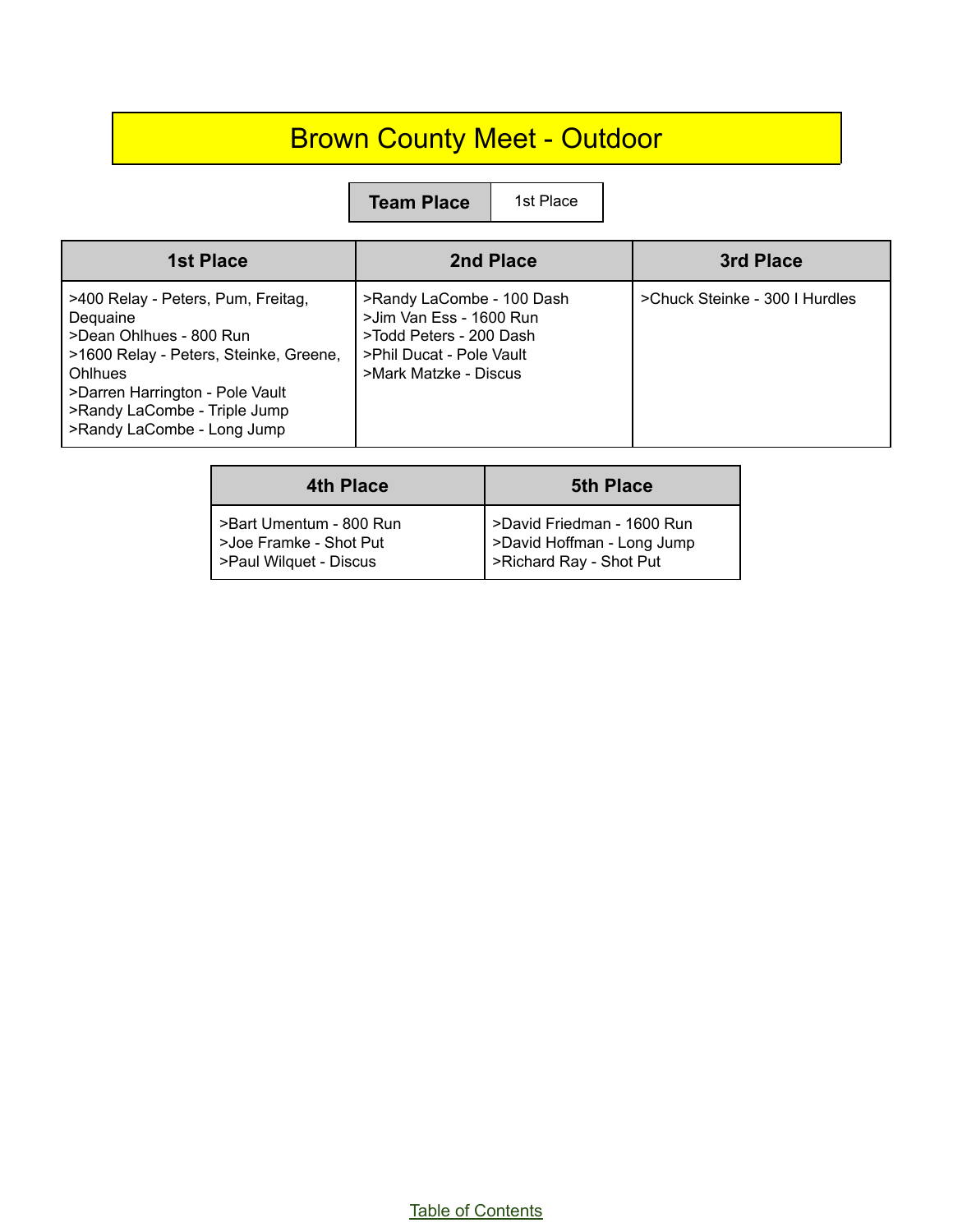# Brown County Meet - Outdoor

| Team Place | 1st Place |
| --- | --- |

| 1st Place | 2nd Place | 3rd Place |
| --- | --- | --- |
| >400 Relay - Peters, Pum, Freitag, Dequaine<br>>Dean Ohlhues - 800 Run<br>>1600 Relay - Peters, Steinke, Greene, Ohlhues<br>>Darren Harrington - Pole Vault<br>>Randy LaCombe - Triple Jump<br>>Randy LaCombe - Long Jump | >Randy LaCombe - 100 Dash<br>>Jim Van Ess - 1600 Run<br>>Todd Peters - 200 Dash<br>>Phil Ducat - Pole Vault<br>>Mark Matzke - Discus | >Chuck Steinke - 300 I Hurdles |

| 4th Place | 5th Place |
| --- | --- |
| >Bart Umentum - 800 Run<br>>Joe Framke - Shot Put<br>>Paul Wilquet - Discus | >David Friedman - 1600 Run<br>>David Hoffman - Long Jump<br>>Richard Ray - Shot Put |

Table of Contents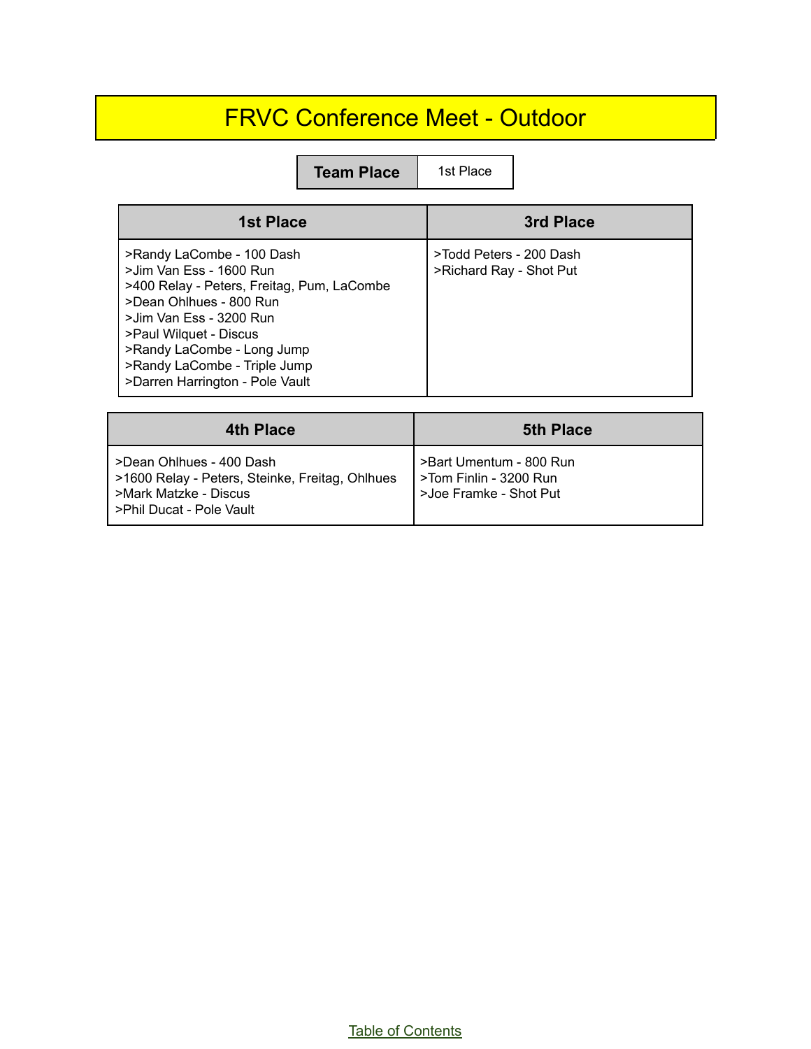# FRVC Conference Meet - Outdoor

| Team Place | 1st Place |
| --- | --- |

| 1st Place | 3rd Place |
| --- | --- |
| >Randy LaCombe - 100 Dash<br>>Jim Van Ess - 1600 Run<br>>400 Relay - Peters, Freitag, Pum, LaCombe<br>>Dean Ohlhues - 800 Run<br>>Jim Van Ess - 3200 Run<br>>Paul Wilquet - Discus<br>>Randy LaCombe - Long Jump<br>>Randy LaCombe - Triple Jump<br>>Darren Harrington - Pole Vault | >Todd Peters - 200 Dash<br>>Richard Ray - Shot Put |

| 4th Place | 5th Place |
| --- | --- |
| >Dean Ohlhues - 400 Dash<br>>1600 Relay - Peters, Steinke, Freitag, Ohlhues<br>>Mark Matzke - Discus<br>>Phil Ducat - Pole Vault | >Bart Umentum - 800 Run<br>>Tom Finlin - 3200 Run<br>>Joe Framke - Shot Put |

Table of Contents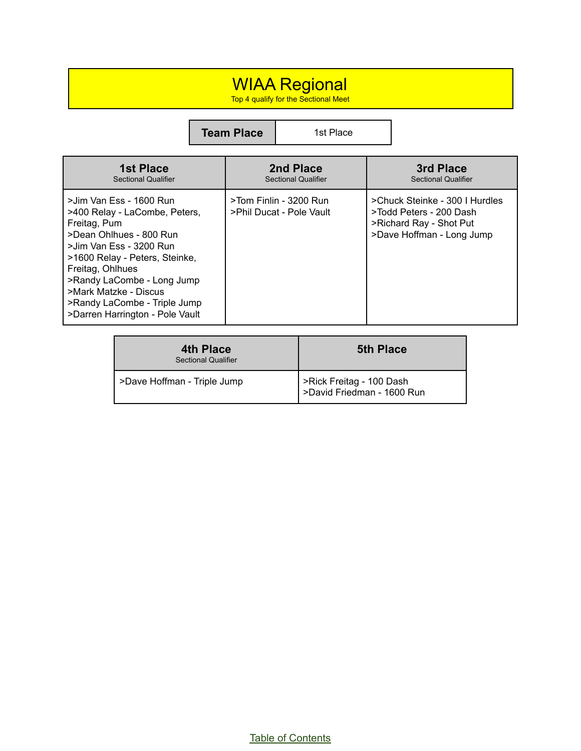# WIAA Regional

Top 4 qualify for the Sectional Meet

| Team Place | 1st Place |
| --- | --- |

| 1st Place<br>Sectional Qualifier | 2nd Place<br>Sectional Qualifier | 3rd Place<br>Sectional Qualifier |
| --- | --- | --- |
| >Jim Van Ess - 1600 Run<br>>400 Relay - LaCombe, Peters, Freitag, Pum<br>>Dean Ohlhues - 800 Run<br>>Jim Van Ess - 3200 Run<br>>1600 Relay - Peters, Steinke, Freitag, Ohlhues<br>>Randy LaCombe - Long Jump<br>>Mark Matzke - Discus<br>>Randy LaCombe - Triple Jump<br>>Darren Harrington - Pole Vault | >Tom Finlin - 3200 Run<br>>Phil Ducat - Pole Vault | >Chuck Steinke - 300 I Hurdles<br>>Todd Peters - 200 Dash<br>>Richard Ray - Shot Put<br>>Dave Hoffman - Long Jump |

| 4th Place<br>Sectional Qualifier | 5th Place |
| --- | --- |
| >Dave Hoffman - Triple Jump | >Rick Freitag - 100 Dash<br>>David Friedman - 1600 Run |

Table of Contents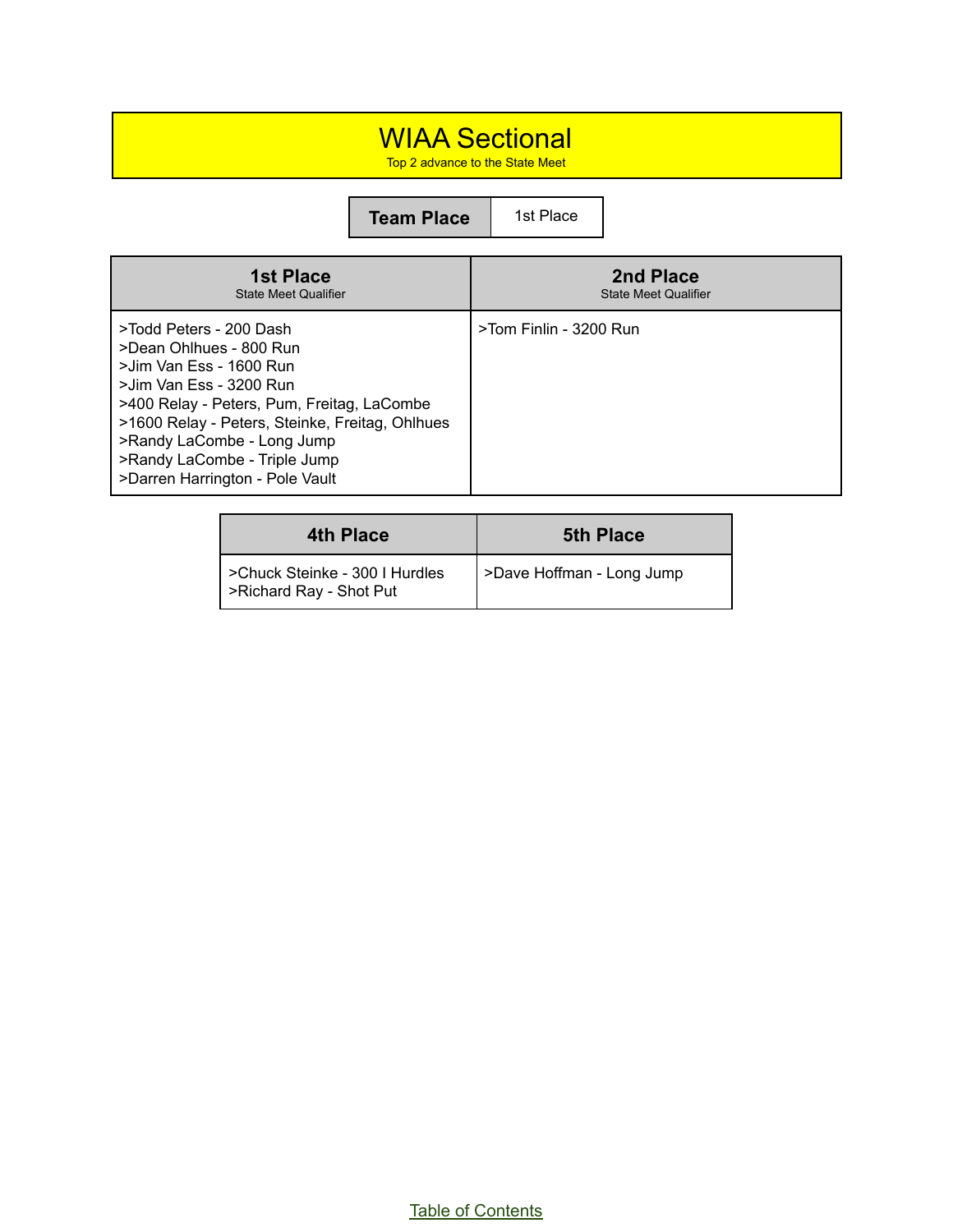# WIAA Sectional

Top 2 advance to the State Meet

| Team Place | 1st Place |
|---|---|

| 1st Place<br>State Meet Qualifier | 2nd Place<br>State Meet Qualifier |
|---|---|
| >Todd Peters - 200 Dash<br>>Dean Ohlhues - 800 Run<br>>Jim Van Ess - 1600 Run<br>>Jim Van Ess - 3200 Run<br>>400 Relay - Peters, Pum, Freitag, LaCombe<br>>1600 Relay - Peters, Steinke, Freitag, Ohlhues<br>>Randy LaCombe - Long Jump<br>>Randy LaCombe - Triple Jump<br>>Darren Harrington - Pole Vault | >Tom Finlin - 3200 Run |

| 4th Place | 5th Place |
|---|---|
| >Chuck Steinke - 300 I Hurdles<br>>Richard Ray - Shot Put | >Dave Hoffman - Long Jump |

Table of Contents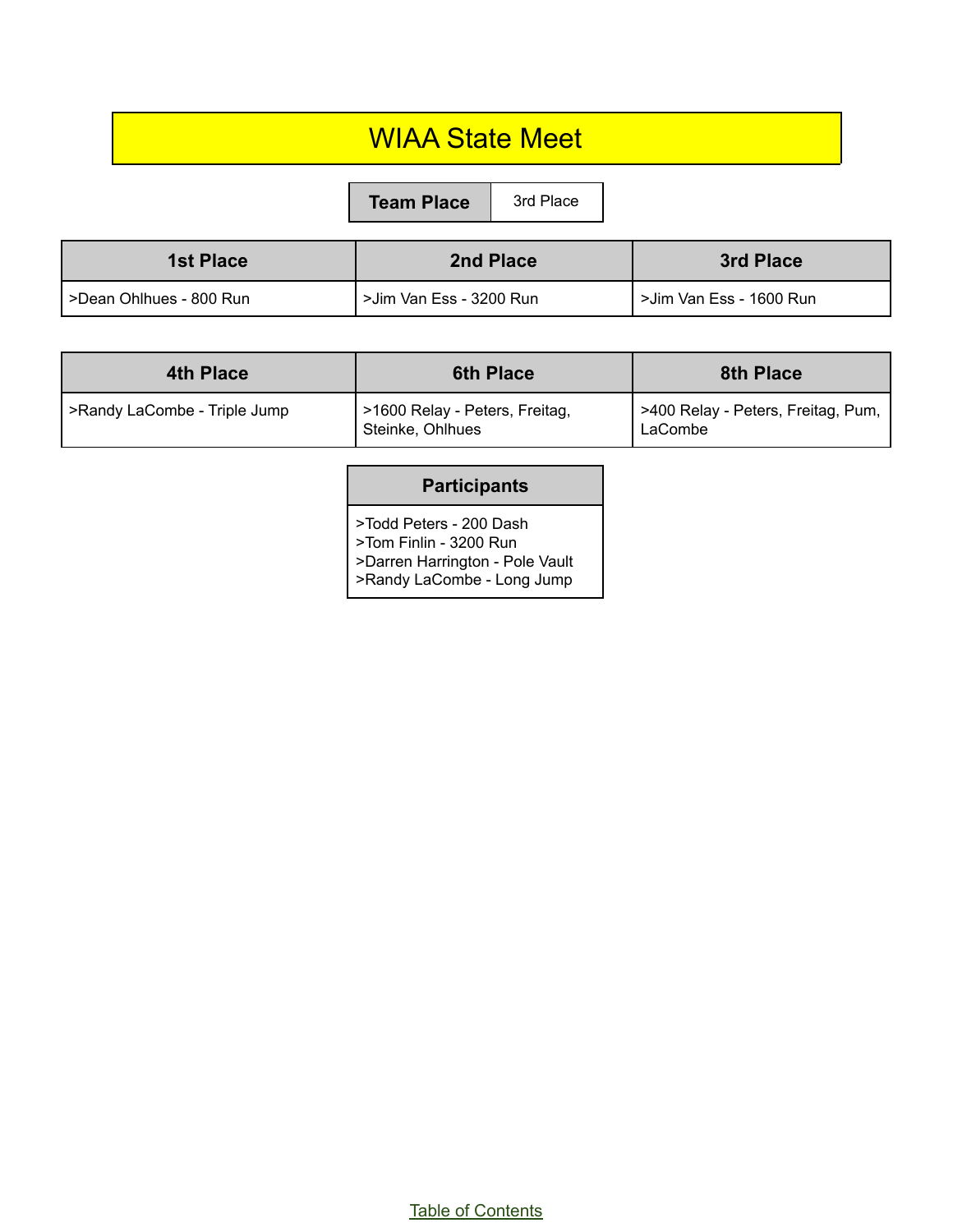# WIAA State Meet

| Team Place | 3rd Place |
|---|---|

| 1st Place | 2nd Place | 3rd Place |
|---|---|---|
| >Dean Ohlhues - 800 Run | >Jim Van Ess - 3200 Run | >Jim Van Ess - 1600 Run |

| 4th Place | 6th Place | 8th Place |
|---|---|---|
| >Randy LaCombe - Triple Jump | >1600 Relay - Peters, Freitag, Steinke, Ohlhues | >400 Relay - Peters, Freitag, Pum, LaCombe |

| Participants |
|---|
| >Todd Peters - 200 Dash<br>>Tom Finlin - 3200 Run<br>>Darren Harrington - Pole Vault<br>>Randy LaCombe - Long Jump |

Table of Contents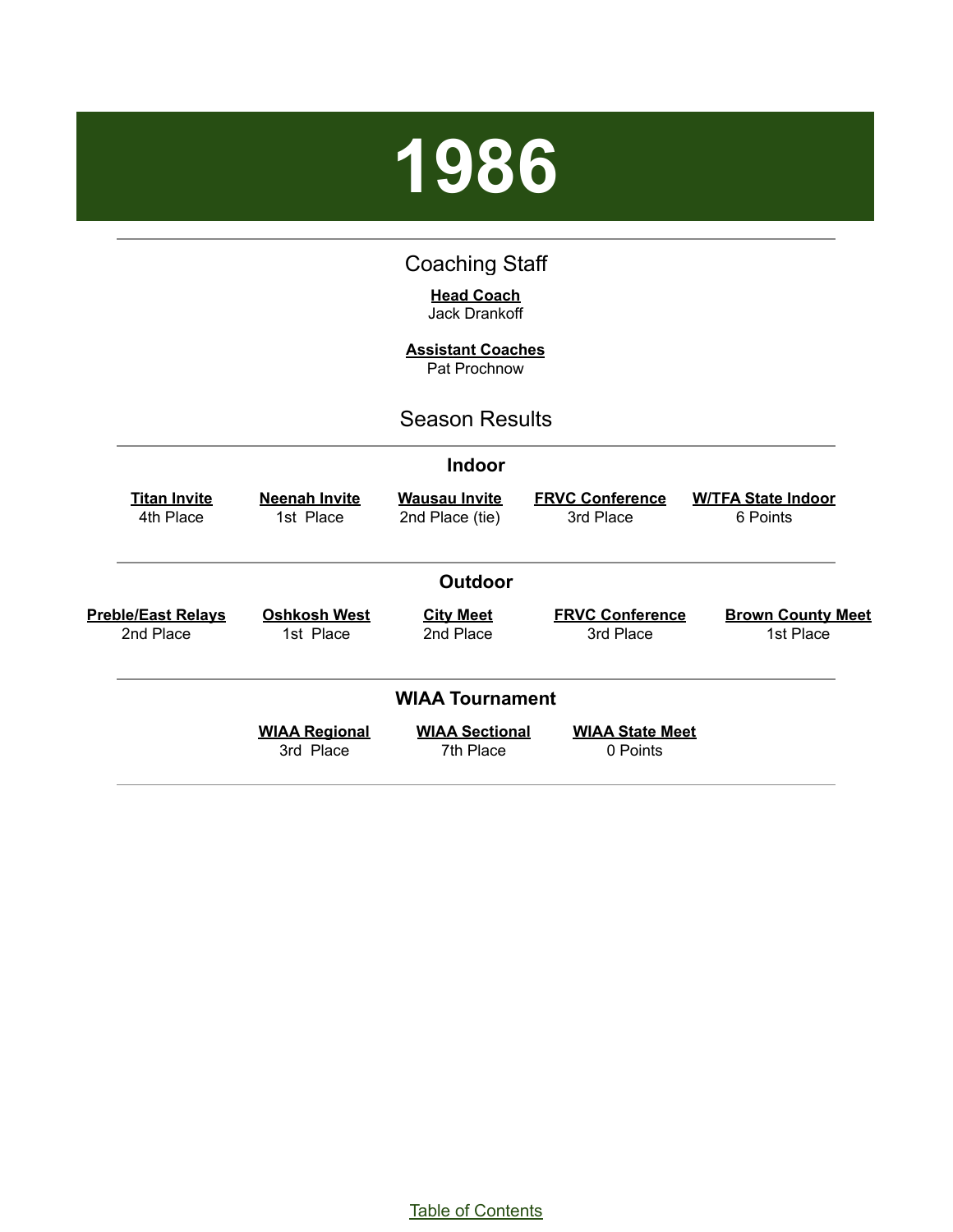# 1986

## Coaching Staff

**Head Coach**
Jack Drankoff

**Assistant Coaches**
Pat Prochnow

## Season Results

### Indoor

| Titan Invite | Neenah Invite | Wausau Invite | FRVC Conference | W/TFA State Indoor |
|---|---|---|---|---|
| 4th Place | 1st Place | 2nd Place (tie) | 3rd Place | 6 Points |

### Outdoor

| Preble/East Relays | Oshkosh West | City Meet | FRVC Conference | Brown County Meet |
|---|---|---|---|---|
| 2nd Place | 1st Place | 2nd Place | 3rd Place | 1st Place |

### WIAA Tournament

| WIAA Regional | WIAA Sectional | WIAA State Meet |
|---|---|---|
| 3rd Place | 7th Place | 0 Points |

Table of Contents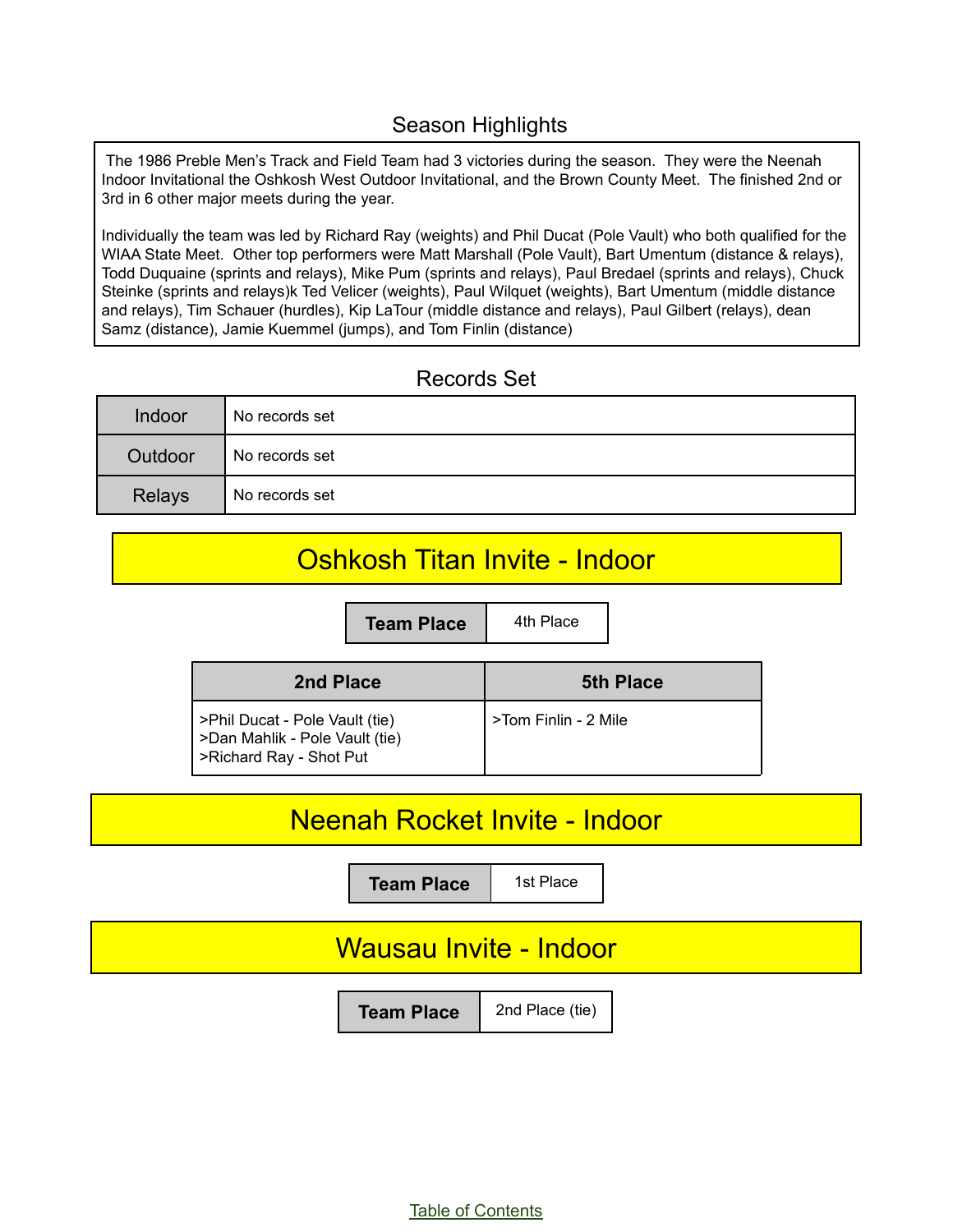## Season Highlights

The 1986 Preble Men's Track and Field Team had 3 victories during the season. They were the Neenah Indoor Invitational the Oshkosh West Outdoor Invitational, and the Brown County Meet. The finished 2nd or 3rd in 6 other major meets during the year.

Individually the team was led by Richard Ray (weights) and Phil Ducat (Pole Vault) who both qualified for the WIAA State Meet. Other top performers were Matt Marshall (Pole Vault), Bart Umentum (distance & relays), Todd Duquaine (sprints and relays), Mike Pum (sprints and relays), Paul Bredael (sprints and relays), Chuck Steinke (sprints and relays)k Ted Velicer (weights), Paul Wilquet (weights), Bart Umentum (middle distance and relays), Tim Schauer (hurdles), Kip LaTour (middle distance and relays), Paul Gilbert (relays), dean Samz (distance), Jamie Kuemmel (jumps), and Tom Finlin (distance)

## Records Set

| | |
|---|---|
| Indoor | No records set |
| Outdoor | No records set |
| Relays | No records set |

# Oshkosh Titan Invite - Indoor

| Team Place | 4th Place |
|---|---|

| 2nd Place | 5th Place |
|---|---|
| >Phil Ducat - Pole Vault (tie)<br>>Dan Mahlik - Pole Vault (tie)<br>>Richard Ray - Shot Put | >Tom Finlin - 2 Mile |

# Neenah Rocket Invite - Indoor

| Team Place | 1st Place |
|---|---|

# Wausau Invite - Indoor

| Team Place | 2nd Place (tie) |
|---|---|

Table of Contents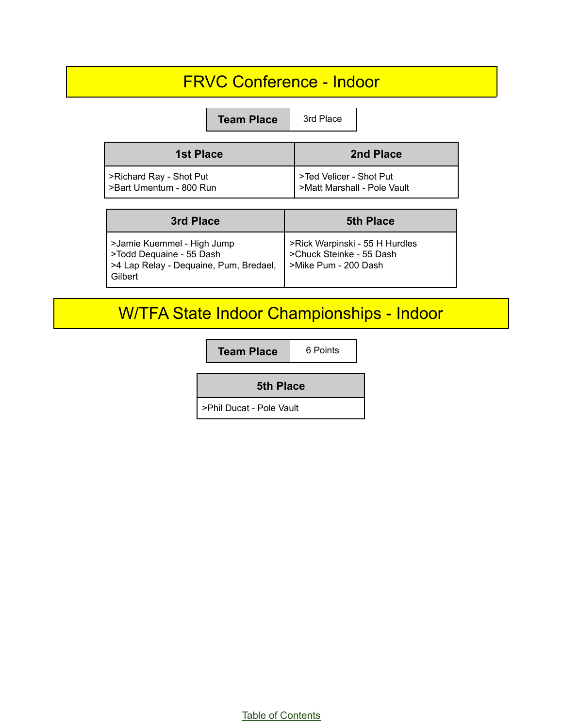# FRVC Conference - Indoor

| Team Place | 3rd Place |
|---|---|

| 1st Place | 2nd Place |
|---|---|
| >Richard Ray - Shot Put<br>>Bart Umentum - 800 Run | >Ted Velicer - Shot Put<br>>Matt Marshall - Pole Vault |

| 3rd Place | 5th Place |
|---|---|
| >Jamie Kuemmel - High Jump<br>>Todd Dequaine - 55 Dash<br>>4 Lap Relay - Dequaine, Pum, Bredael, Gilbert | >Rick Warpinski - 55 H Hurdles<br>>Chuck Steinke - 55 Dash<br>>Mike Pum - 200 Dash |

# W/TFA State Indoor Championships - Indoor

| Team Place | 6 Points |
|---|---|

| 5th Place |
|---|
| >Phil Ducat - Pole Vault |

Table of Contents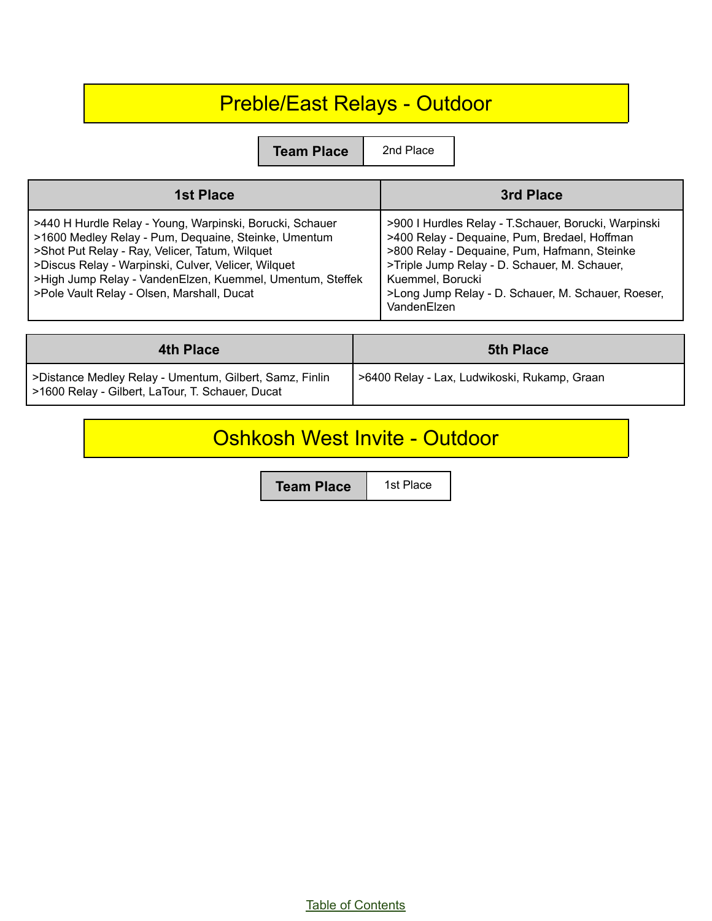## Preble/East Relays - Outdoor

| Team Place | 2nd Place |
| --- | --- |

| 1st Place | 3rd Place |
| --- | --- |
| >440 H Hurdle Relay - Young, Warpinski, Borucki, Schauer<br>>1600 Medley Relay - Pum, Dequaine, Steinke, Umentum<br>>Shot Put Relay - Ray, Velicer, Tatum, Wilquet<br>>Discus Relay - Warpinski, Culver, Velicer, Wilquet<br>>High Jump Relay - VandenElzen, Kuemmel, Umentum, Steffek<br>>Pole Vault Relay - Olsen, Marshall, Ducat | >900 I Hurdles Relay - T.Schauer, Borucki, Warpinski<br>>400 Relay - Dequaine, Pum, Bredael, Hoffman<br>>800 Relay - Dequaine, Pum, Hafmann, Steinke<br>>Triple Jump Relay - D. Schauer, M. Schauer, Kuemmel, Borucki<br>>Long Jump Relay - D. Schauer, M. Schauer, Roeser, VandenElzen |

| 4th Place | 5th Place |
| --- | --- |
| >Distance Medley Relay - Umentum, Gilbert, Samz, Finlin<br>>1600 Relay - Gilbert, LaTour, T. Schauer, Ducat | >6400 Relay - Lax, Ludwikoski, Rukamp, Graan |

## Oshkosh West Invite - Outdoor

| Team Place | 1st Place |
| --- | --- |

Table of Contents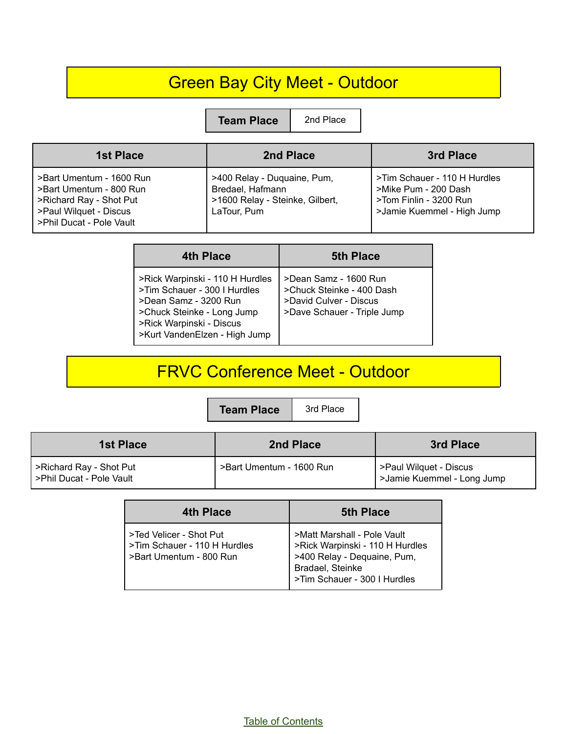## Green Bay City Meet - Outdoor

| Team Place | 2nd Place |
|---|---|

| 1st Place | 2nd Place | 3rd Place |
|---|---|---|
| >Bart Umentum - 1600 Run<br>>Bart Umentum - 800 Run<br>>Richard Ray - Shot Put<br>>Paul Wilquet - Discus<br>>Phil Ducat - Pole Vault | >400 Relay - Duquaine, Pum, Bredael, Hafmann<br>>1600 Relay - Steinke, Gilbert, LaTour, Pum | >Tim Schauer - 110 H Hurdles<br>>Mike Pum - 200 Dash<br>>Tom Finlin - 3200 Run<br>>Jamie Kuemmel - High Jump |

| 4th Place | 5th Place |
|---|---|
| >Rick Warpinski - 110 H Hurdles<br>>Tim Schauer - 300 I Hurdles<br>>Dean Samz - 3200 Run<br>>Chuck Steinke - Long Jump<br>>Rick Warpinski - Discus<br>>Kurt VandenElzen - High Jump | >Dean Samz - 1600 Run<br>>Chuck Steinke - 400 Dash<br>>David Culver - Discus<br>>Dave Schauer - Triple Jump |

## FRVC Conference Meet - Outdoor

| Team Place | 3rd Place |
|---|---|

| 1st Place | 2nd Place | 3rd Place |
|---|---|---|
| >Richard Ray - Shot Put<br>>Phil Ducat - Pole Vault | >Bart Umentum - 1600 Run | >Paul Wilquet - Discus<br>>Jamie Kuemmel - Long Jump |

| 4th Place | 5th Place |
|---|---|
| >Ted Velicer - Shot Put<br>>Tim Schauer - 110 H Hurdles<br>>Bart Umentum - 800 Run | >Matt Marshall - Pole Vault<br>>Rick Warpinski - 110 H Hurdles<br>>400 Relay - Dequaine, Pum, Bradael, Steinke<br>>Tim Schauer - 300 I Hurdles |

Table of Contents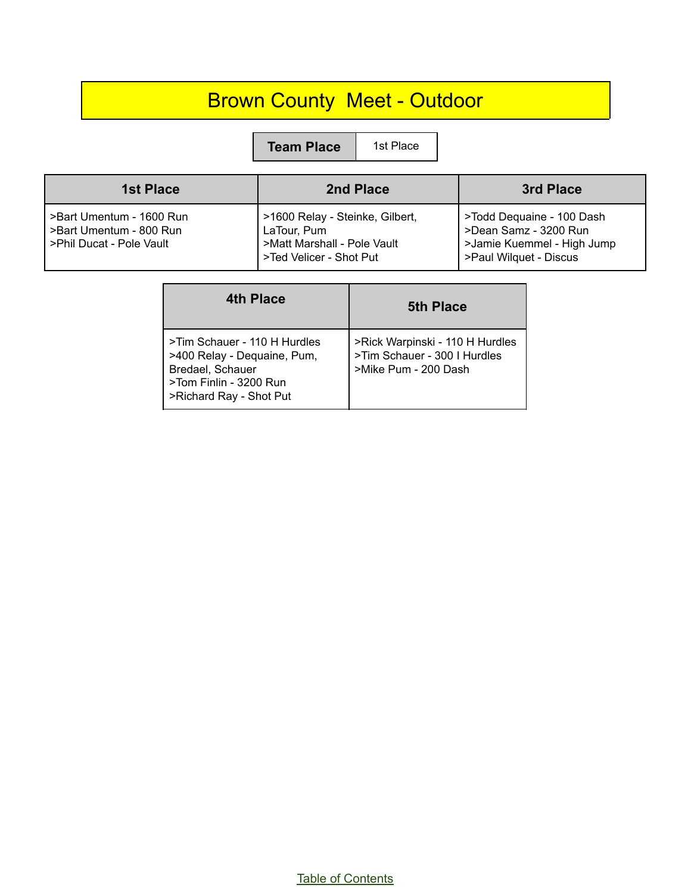# Brown County Meet - Outdoor

| Team Place | 1st Place |
|---|---|

| 1st Place | 2nd Place | 3rd Place |
|---|---|---|
| >Bart Umentum - 1600 Run<br>>Bart Umentum - 800 Run<br>>Phil Ducat - Pole Vault | >1600 Relay - Steinke, Gilbert, LaTour, Pum<br>>Matt Marshall - Pole Vault<br>>Ted Velicer - Shot Put | >Todd Dequaine - 100 Dash<br>>Dean Samz - 3200 Run<br>>Jamie Kuemmel - High Jump<br>>Paul Wilquet - Discus |

| 4th Place | 5th Place |
|---|---|
| >Tim Schauer - 110 H Hurdles<br>>400 Relay - Dequaine, Pum, Bredael, Schauer<br>>Tom Finlin - 3200 Run<br>>Richard Ray - Shot Put | >Rick Warpinski - 110 H Hurdles<br>>Tim Schauer - 300 I Hurdles<br>>Mike Pum - 200 Dash |

Table of Contents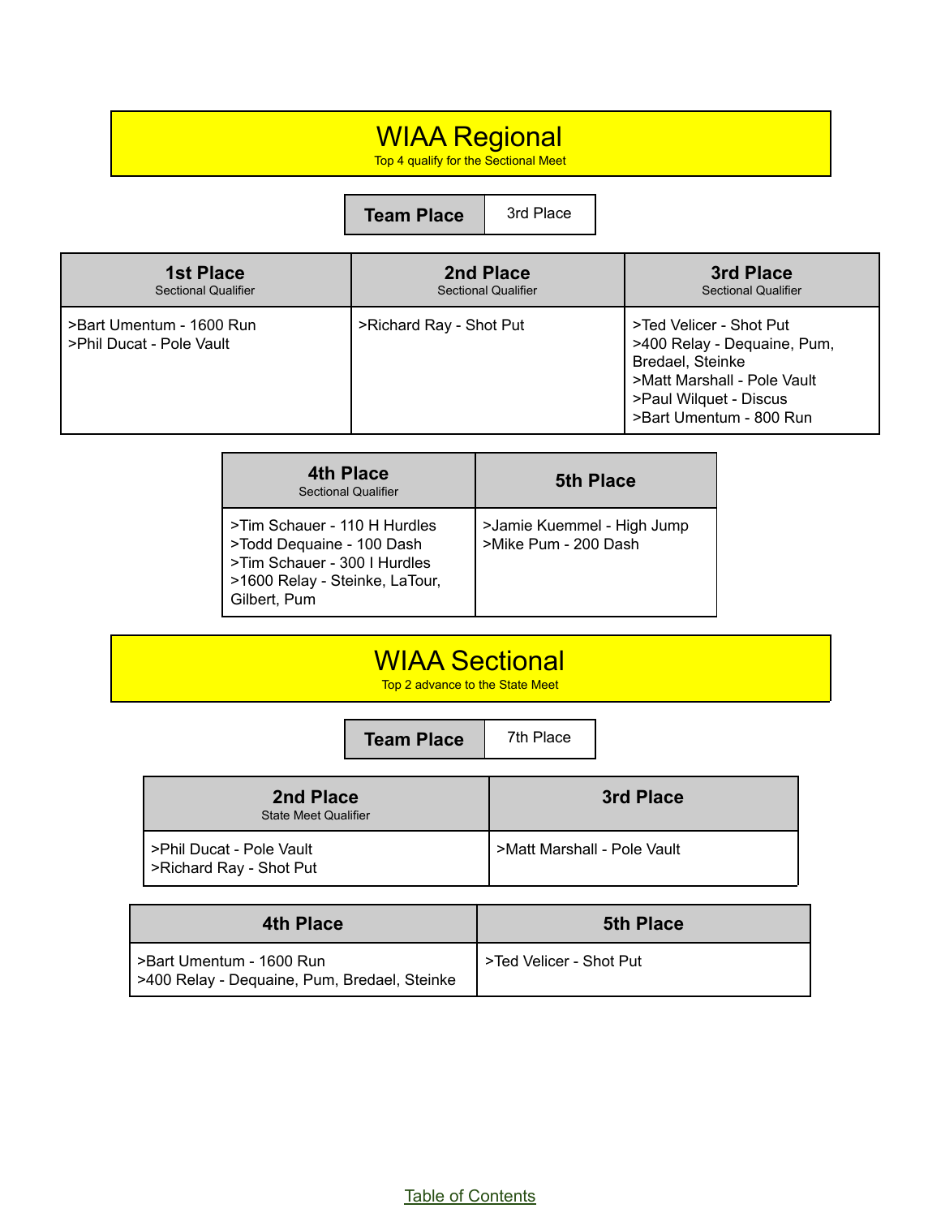# WIAA Regional

Top 4 qualify for the Sectional Meet

| Team Place | 3rd Place |
|---|---|

| 1st Place<br>Sectional Qualifier | 2nd Place<br>Sectional Qualifier | 3rd Place<br>Sectional Qualifier |
|---|---|---|
| >Bart Umentum - 1600 Run<br>>Phil Ducat - Pole Vault | >Richard Ray - Shot Put | >Ted Velicer - Shot Put<br>>400 Relay - Dequaine, Pum, Bredael, Steinke<br>>Matt Marshall - Pole Vault<br>>Paul Wilquet - Discus<br>>Bart Umentum - 800 Run |

| 4th Place<br>Sectional Qualifier | 5th Place |
|---|---|
| >Tim Schauer - 110 H Hurdles<br>>Todd Dequaine - 100 Dash<br>>Tim Schauer - 300 I Hurdles<br>>1600 Relay - Steinke, LaTour, Gilbert, Pum | >Jamie Kuemmel - High Jump<br>>Mike Pum - 200 Dash |

# WIAA Sectional

Top 2 advance to the State Meet

| Team Place | 7th Place |
|---|---|

| 2nd Place<br>State Meet Qualifier | 3rd Place |
|---|---|
| >Phil Ducat - Pole Vault<br>>Richard Ray - Shot Put | >Matt Marshall - Pole Vault |

| 4th Place | 5th Place |
|---|---|
| >Bart Umentum - 1600 Run<br>>400 Relay - Dequaine, Pum, Bredael, Steinke | >Ted Velicer - Shot Put |

Table of Contents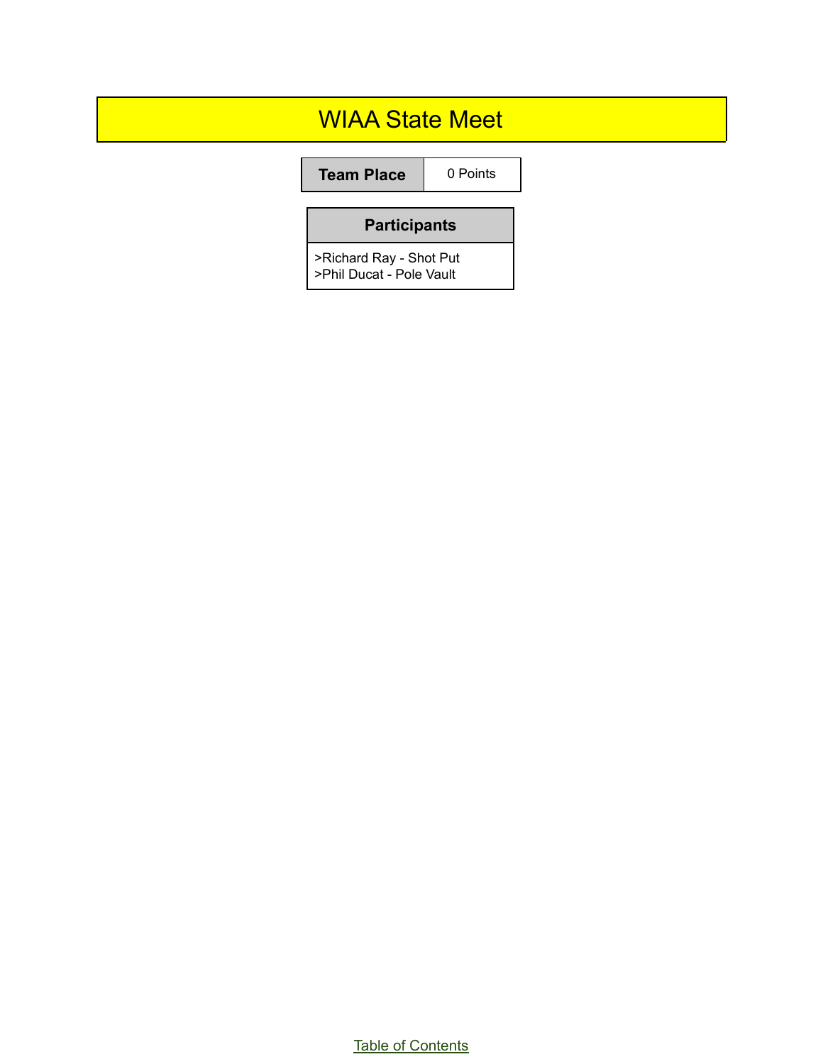# WIAA State Meet

| Team Place | 0 Points |
| --- | --- |

| Participants |
| --- |
| >Richard Ray - Shot Put<br>>Phil Ducat - Pole Vault |

Table of Contents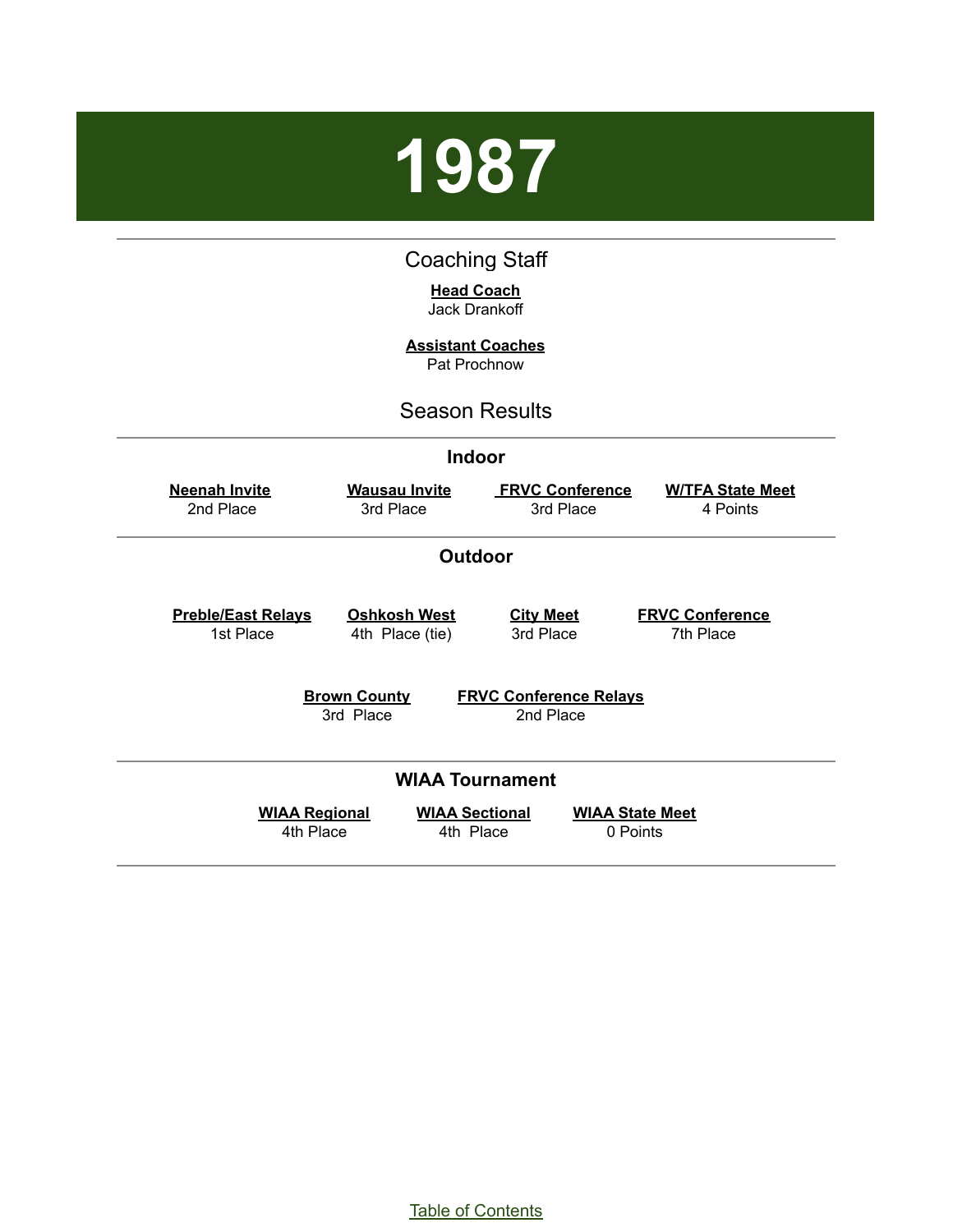# 1987

## Coaching Staff

**Head Coach**
Jack Drankoff

**Assistant Coaches**
Pat Prochnow

## Season Results

### Indoor

| Neenah Invite | Wausau Invite | FRVC Conference | W/TFA State Meet |
|---|---|---|---|
| 2nd Place | 3rd Place | 3rd Place | 4 Points |

### Outdoor

| Preble/East Relays | Oshkosh West | City Meet | FRVC Conference |
|---|---|---|---|
| 1st Place | 4th Place (tie) | 3rd Place | 7th Place |

| Brown County | FRVC Conference Relays |
|---|---|
| 3rd Place | 2nd Place |

### WIAA Tournament

| WIAA Regional | WIAA Sectional | WIAA State Meet |
|---|---|---|
| 4th Place | 4th Place | 0 Points |

Table of Contents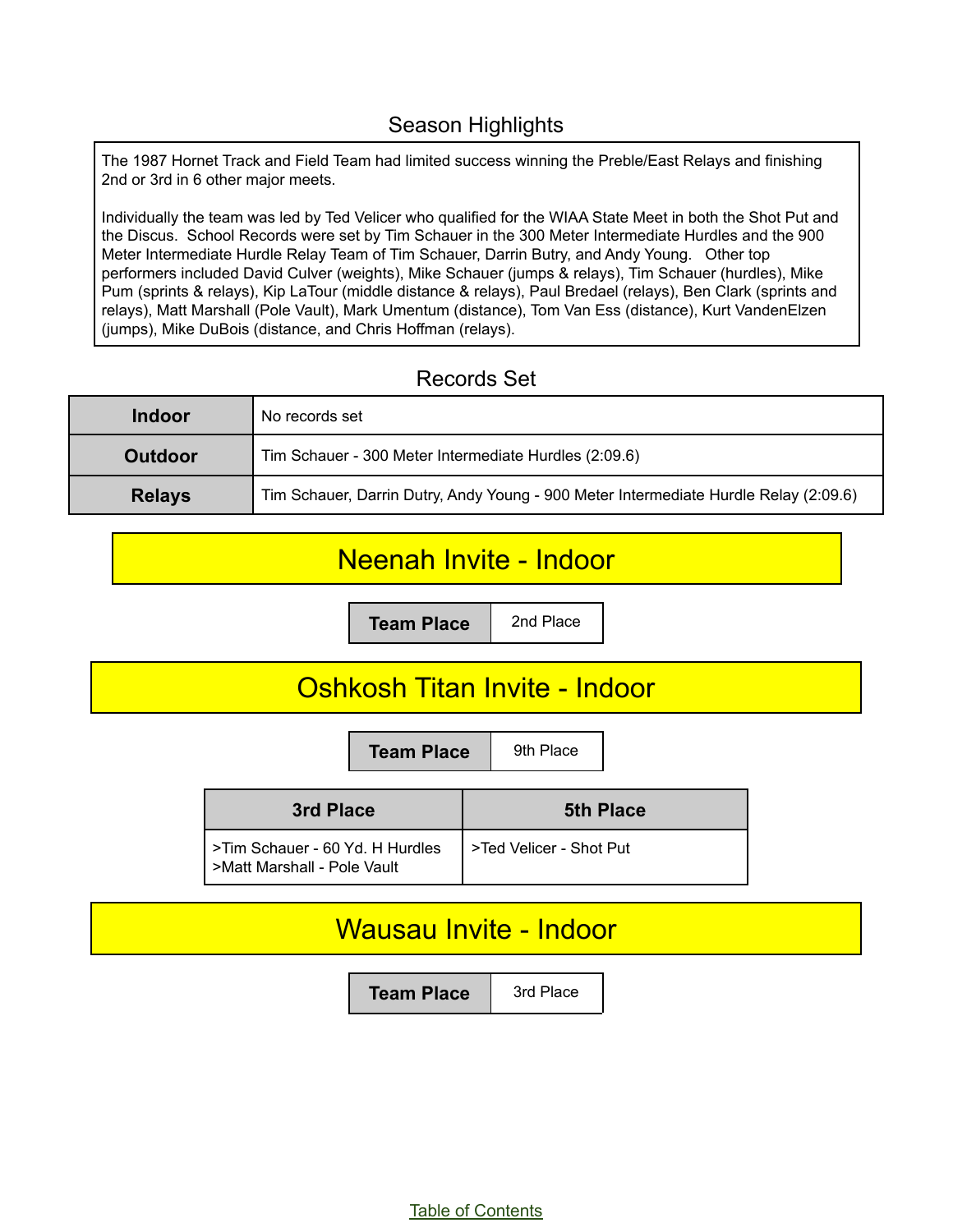## Season Highlights

The 1987 Hornet Track and Field Team had limited success winning the Preble/East Relays and finishing 2nd or 3rd in 6 other major meets.

Individually the team was led by Ted Velicer who qualified for the WIAA State Meet in both the Shot Put and the Discus. School Records were set by Tim Schauer in the 300 Meter Intermediate Hurdles and the 900 Meter Intermediate Hurdle Relay Team of Tim Schauer, Darrin Butry, and Andy Young. Other top performers included David Culver (weights), Mike Schauer (jumps & relays), Tim Schauer (hurdles), Mike Pum (sprints & relays), Kip LaTour (middle distance & relays), Paul Bredael (relays), Ben Clark (sprints and relays), Matt Marshall (Pole Vault), Mark Umentum (distance), Tom Van Ess (distance), Kurt VandenElzen (jumps), Mike DuBois (distance, and Chris Hoffman (relays).

## Records Set

| | |
|---|---|
| **Indoor** | No records set |
| **Outdoor** | Tim Schauer - 300 Meter Intermediate Hurdles (2:09.6) |
| **Relays** | Tim Schauer, Darrin Dutry, Andy Young - 900 Meter Intermediate Hurdle Relay (2:09.6) |

## Neenah Invite - Indoor

| **Team Place** | 2nd Place |
|---|---|

## Oshkosh Titan Invite - Indoor

| **Team Place** | 9th Place |
|---|---|

| 3rd Place | 5th Place |
|---|---|
| >Tim Schauer - 60 Yd. H Hurdles<br>>Matt Marshall - Pole Vault | >Ted Velicer - Shot Put |

## Wausau Invite - Indoor

| **Team Place** | 3rd Place |
|---|---|

Table of Contents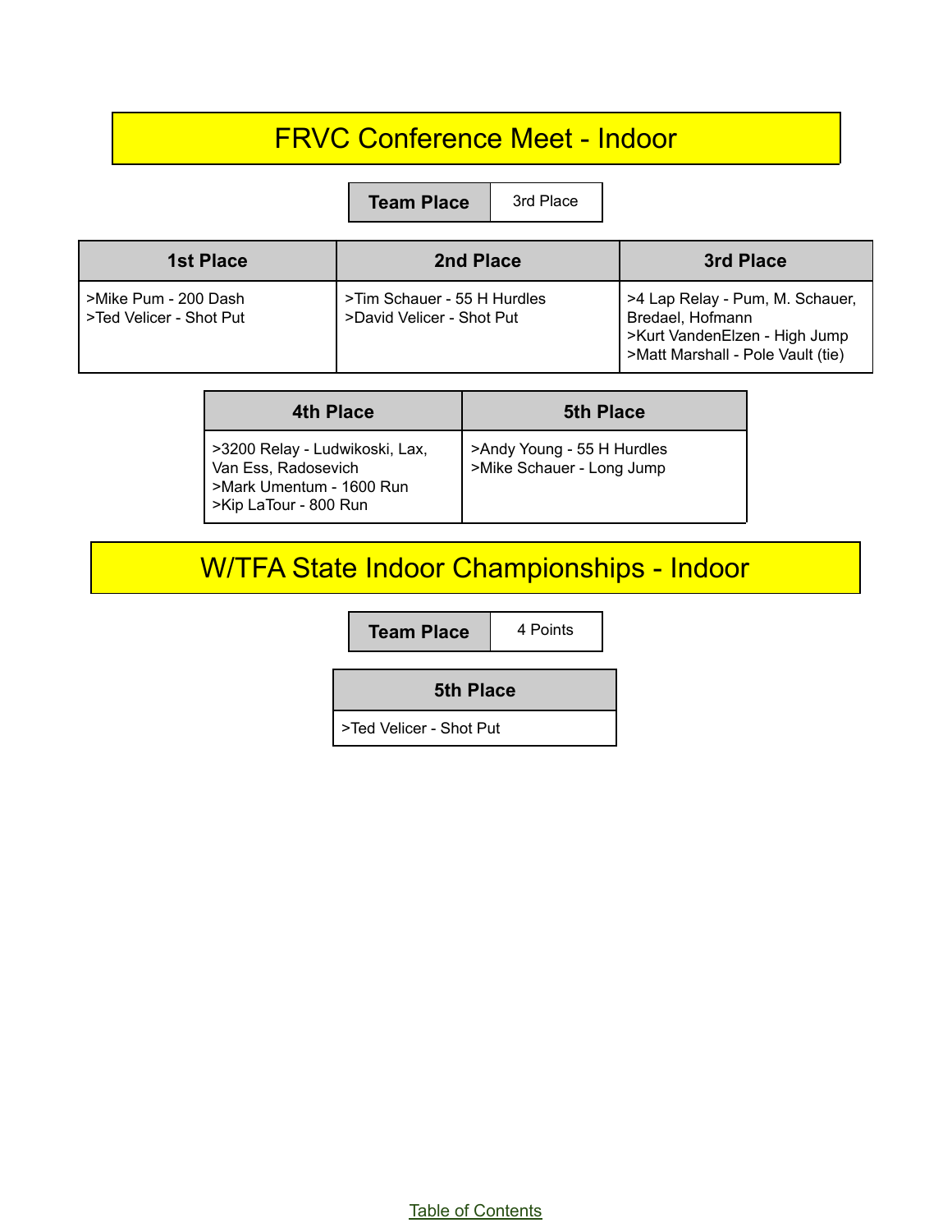# FRVC Conference Meet - Indoor

| Team Place | 3rd Place |
|---|---|

| 1st Place | 2nd Place | 3rd Place |
|---|---|---|
| >Mike Pum - 200 Dash<br>>Ted Velicer - Shot Put | >Tim Schauer - 55 H Hurdles<br>>David Velicer - Shot Put | >4 Lap Relay - Pum, M. Schauer, Bredael, Hofmann<br>>Kurt VandenElzen - High Jump<br>>Matt Marshall - Pole Vault (tie) |

| 4th Place | 5th Place |
|---|---|
| >3200 Relay - Ludwikoski, Lax, Van Ess, Radosevich<br>>Mark Umentum - 1600 Run<br>>Kip LaTour - 800 Run | >Andy Young - 55 H Hurdles<br>>Mike Schauer - Long Jump |

# W/TFA State Indoor Championships - Indoor

| Team Place | 4 Points |
|---|---|

| 5th Place |
|---|
| >Ted Velicer - Shot Put |

Table of Contents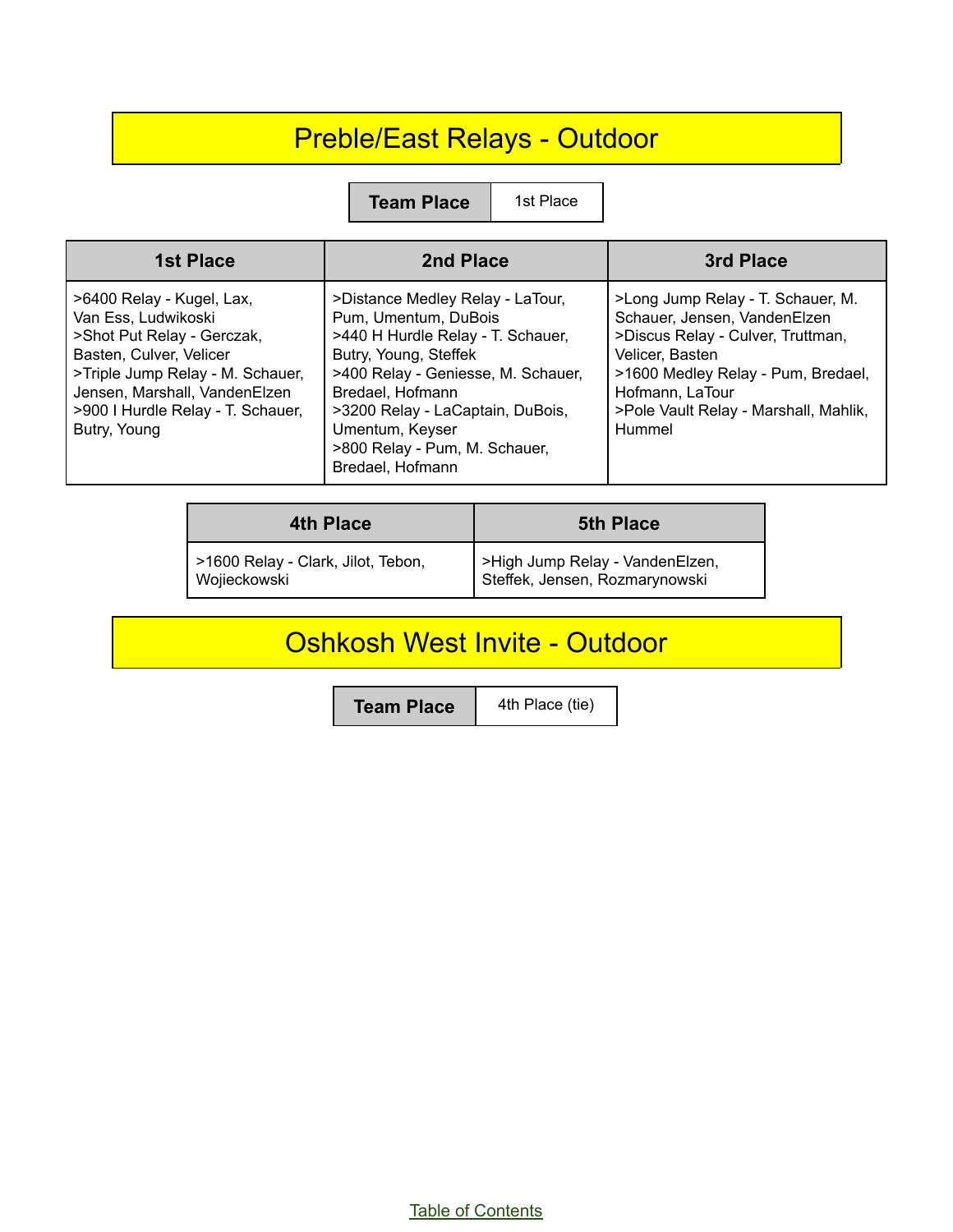# Preble/East Relays - Outdoor

| Team Place | 1st Place |
| --- | --- |

| 1st Place | 2nd Place | 3rd Place |
| --- | --- | --- |
| >6400 Relay - Kugel, Lax, Van Ess, Ludwikoski<br>>Shot Put Relay - Gerczak, Basten, Culver, Velicer<br>>Triple Jump Relay - M. Schauer, Jensen, Marshall, VandenElzen<br>>900 I Hurdle Relay - T. Schauer, Butry, Young | >Distance Medley Relay - LaTour, Pum, Umentum, DuBois<br>>440 H Hurdle Relay - T. Schauer, Butry, Young, Steffek<br>>400 Relay - Geniesse, M. Schauer, Bredael, Hofmann<br>>3200 Relay - LaCaptain, DuBois, Umentum, Keyser<br>>800 Relay - Pum, M. Schauer, Bredael, Hofmann | >Long Jump Relay - T. Schauer, M. Schauer, Jensen, VandenElzen<br>>Discus Relay - Culver, Truttman, Velicer, Basten<br>>1600 Medley Relay - Pum, Bredael, Hofmann, LaTour<br>>Pole Vault Relay - Marshall, Mahlik, Hummel |

| 4th Place | 5th Place |
| --- | --- |
| >1600 Relay - Clark, Jilot, Tebon, Wojieckowski | >High Jump Relay - VandenElzen, Steffek, Jensen, Rozmarynowski |

# Oshkosh West Invite - Outdoor

| Team Place | 4th Place (tie) |
| --- | --- |

Table of Contents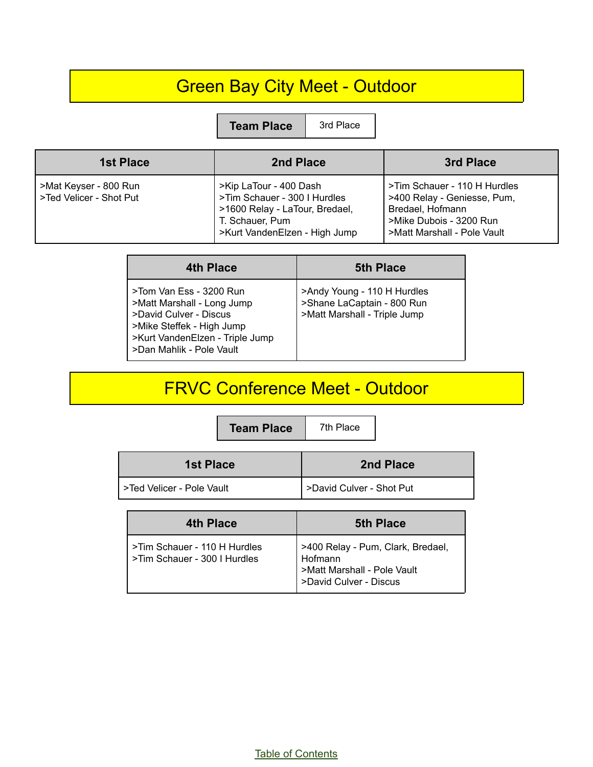# Green Bay City Meet - Outdoor

| Team Place | 3rd Place |
| --- | --- |

| 1st Place | 2nd Place | 3rd Place |
| --- | --- | --- |
| >Mat Keyser - 800 Run<br>>Ted Velicer - Shot Put | >Kip LaTour - 400 Dash<br>>Tim Schauer - 300 I Hurdles<br>>1600 Relay - LaTour, Bredael, T. Schauer, Pum<br>>Kurt VandenElzen - High Jump | >Tim Schauer - 110 H Hurdles<br>>400 Relay - Geniesse, Pum, Bredael, Hofmann<br>>Mike Dubois - 3200 Run<br>>Matt Marshall - Pole Vault |

| 4th Place | 5th Place |
| --- | --- |
| >Tom Van Ess - 3200 Run<br>>Matt Marshall - Long Jump<br>>David Culver - Discus<br>>Mike Steffek - High Jump<br>>Kurt VandenElzen - Triple Jump<br>>Dan Mahlik - Pole Vault | >Andy Young - 110 H Hurdles<br>>Shane LaCaptain - 800 Run<br>>Matt Marshall - Triple Jump |

# FRVC Conference Meet - Outdoor

| Team Place | 7th Place |
| --- | --- |

| 1st Place | 2nd Place |
| --- | --- |
| >Ted Velicer - Pole Vault | >David Culver - Shot Put |

| 4th Place | 5th Place |
| --- | --- |
| >Tim Schauer - 110 H Hurdles<br>>Tim Schauer - 300 I Hurdles | >400 Relay - Pum, Clark, Bredael, Hofmann<br>>Matt Marshall - Pole Vault<br>>David Culver - Discus |

Table of Contents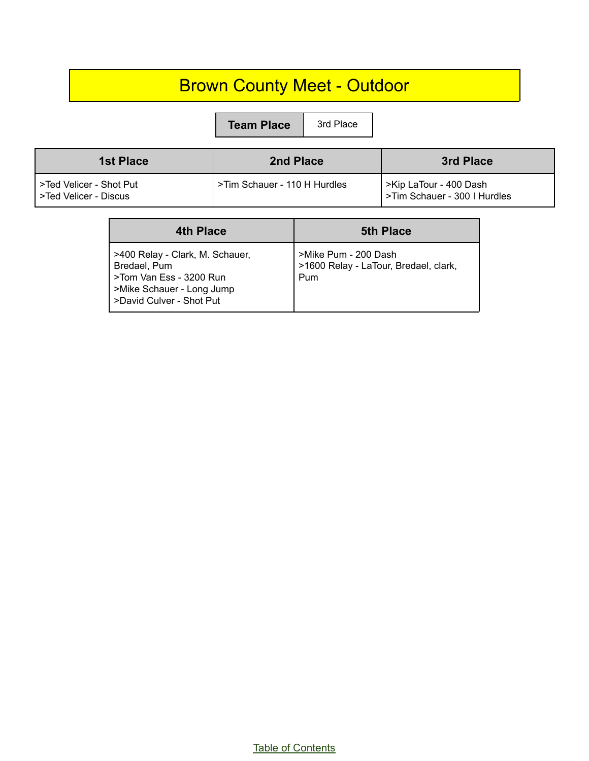# Brown County Meet - Outdoor

| Team Place | 3rd Place |
|---|---|

| 1st Place | 2nd Place | 3rd Place |
|---|---|---|
| >Ted Velicer - Shot Put<br>>Ted Velicer - Discus | >Tim Schauer - 110 H Hurdles | >Kip LaTour - 400 Dash<br>>Tim Schauer - 300 I Hurdles |

| 4th Place | 5th Place |
|---|---|
| >400 Relay - Clark, M. Schauer, Bredael, Pum<br>>Tom Van Ess - 3200 Run<br>>Mike Schauer - Long Jump<br>>David Culver - Shot Put | >Mike Pum - 200 Dash<br>>1600 Relay - LaTour, Bredael, clark, Pum |

Table of Contents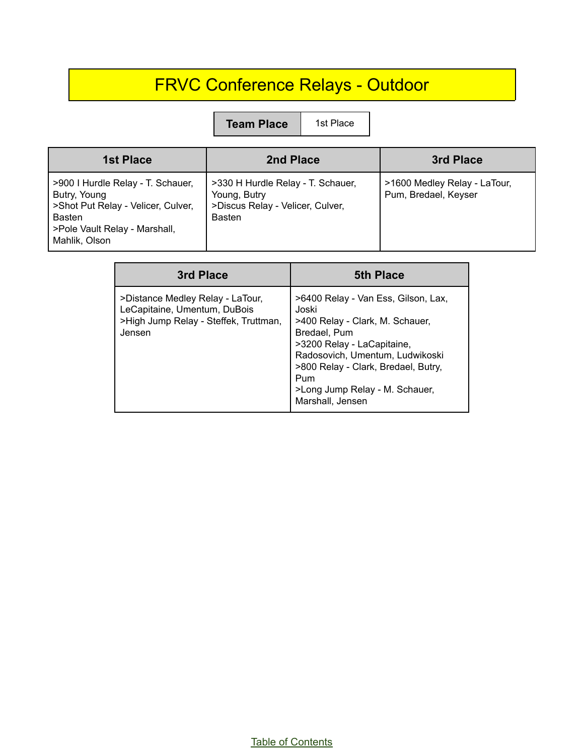# FRVC Conference Relays - Outdoor

| Team Place | 1st Place |
| --- | --- |

| 1st Place | 2nd Place | 3rd Place |
| --- | --- | --- |
| >900 I Hurdle Relay - T. Schauer, Butry, Young<br>>Shot Put Relay - Velicer, Culver, Basten<br>>Pole Vault Relay - Marshall, Mahlik, Olson | >330 H Hurdle Relay - T. Schauer, Young, Butry<br>>Discus Relay - Velicer, Culver, Basten | >1600 Medley Relay - LaTour, Pum, Bredael, Keyser |

| 3rd Place | 5th Place |
| --- | --- |
| >Distance Medley Relay - LaTour, LeCapitaine, Umentum, DuBois<br>>High Jump Relay - Steffek, Truttman, Jensen | >6400 Relay - Van Ess, Gilson, Lax, Joski<br>>400 Relay - Clark, M. Schauer, Bredael, Pum<br>>3200 Relay - LaCapitaine, Radosovich, Umentum, Ludwikoski<br>>800 Relay - Clark, Bredael, Butry, Pum<br>>Long Jump Relay - M. Schauer, Marshall, Jensen |

Table of Contents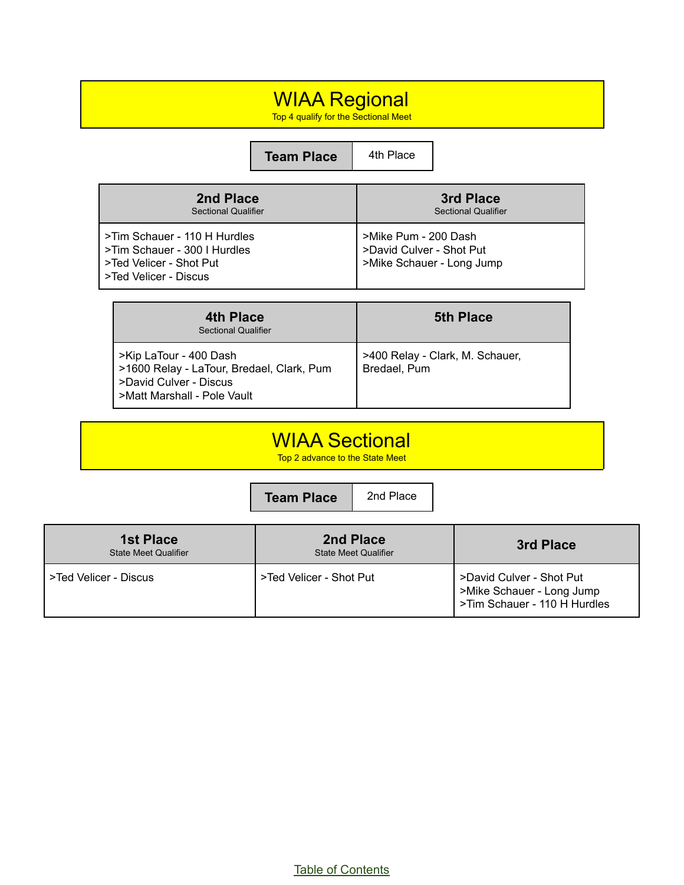# WIAA Regional

Top 4 qualify for the Sectional Meet

| Team Place | 4th Place |
| --- | --- |

| 2nd Place<br>Sectional Qualifier | 3rd Place<br>Sectional Qualifier |
| --- | --- |
| >Tim Schauer - 110 H Hurdles<br>>Tim Schauer - 300 I Hurdles<br>>Ted Velicer - Shot Put<br>>Ted Velicer - Discus | >Mike Pum - 200 Dash<br>>David Culver - Shot Put<br>>Mike Schauer - Long Jump |

| 4th Place<br>Sectional Qualifier | 5th Place |
| --- | --- |
| >Kip LaTour - 400 Dash<br>>1600 Relay - LaTour, Bredael, Clark, Pum<br>>David Culver - Discus<br>>Matt Marshall - Pole Vault | >400 Relay - Clark, M. Schauer, Bredael, Pum |

# WIAA Sectional

Top 2 advance to the State Meet

| Team Place | 2nd Place |
| --- | --- |

| 1st Place<br>State Meet Qualifier | 2nd Place<br>State Meet Qualifier | 3rd Place |
| --- | --- | --- |
| >Ted Velicer - Discus | >Ted Velicer - Shot Put | >David Culver - Shot Put<br>>Mike Schauer - Long Jump<br>>Tim Schauer - 110 H Hurdles |

Table of Contents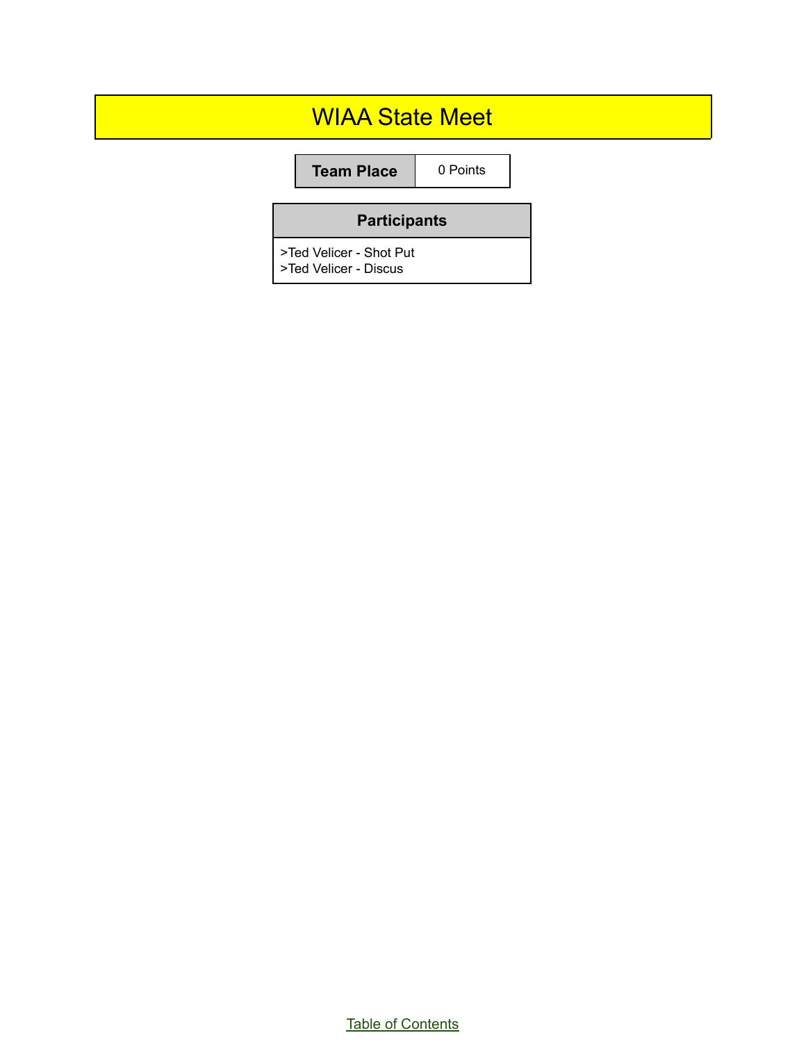# WIAA State Meet

| Team Place | 0 Points |
| --- | --- |

| Participants |
| --- |
| >Ted Velicer - Shot Put<br>>Ted Velicer - Discus |

Table of Contents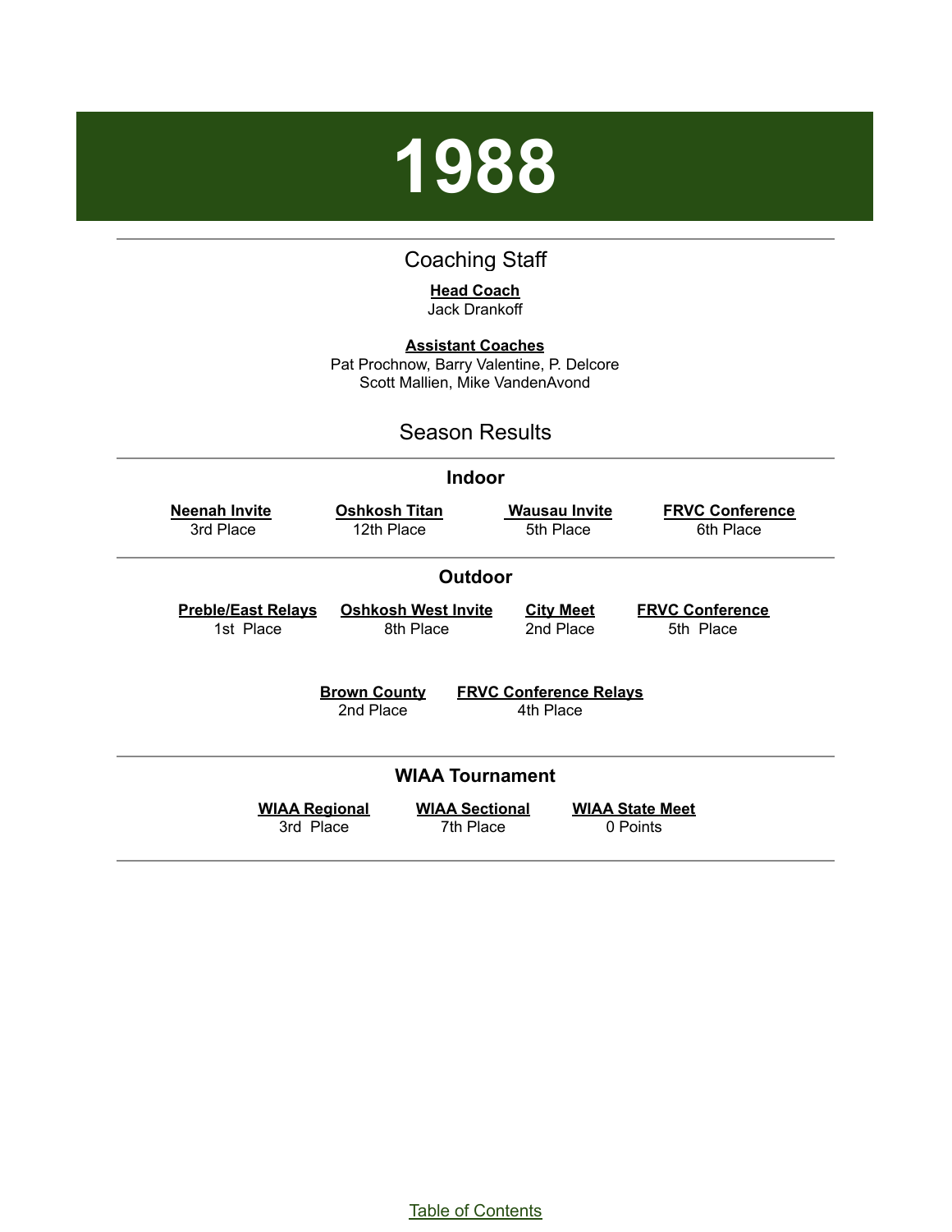# 1988

## Coaching Staff

**Head Coach**
Jack Drankoff

**Assistant Coaches**
Pat Prochnow, Barry Valentine, P. Delcore
Scott Mallien, Mike VandenAvond

## Season Results

### Indoor

| Neenah Invite | Oshkosh Titan | Wausau Invite | FRVC Conference |
|---|---|---|---|
| 3rd Place | 12th Place | 5th Place | 6th Place |

### Outdoor

| Preble/East Relays | Oshkosh West Invite | City Meet | FRVC Conference |
|---|---|---|---|
| 1st Place | 8th Place | 2nd Place | 5th Place |

| Brown County | FRVC Conference Relays |
|---|---|
| 2nd Place | 4th Place |

### WIAA Tournament

| WIAA Regional | WIAA Sectional | WIAA State Meet |
|---|---|---|
| 3rd Place | 7th Place | 0 Points |

Table of Contents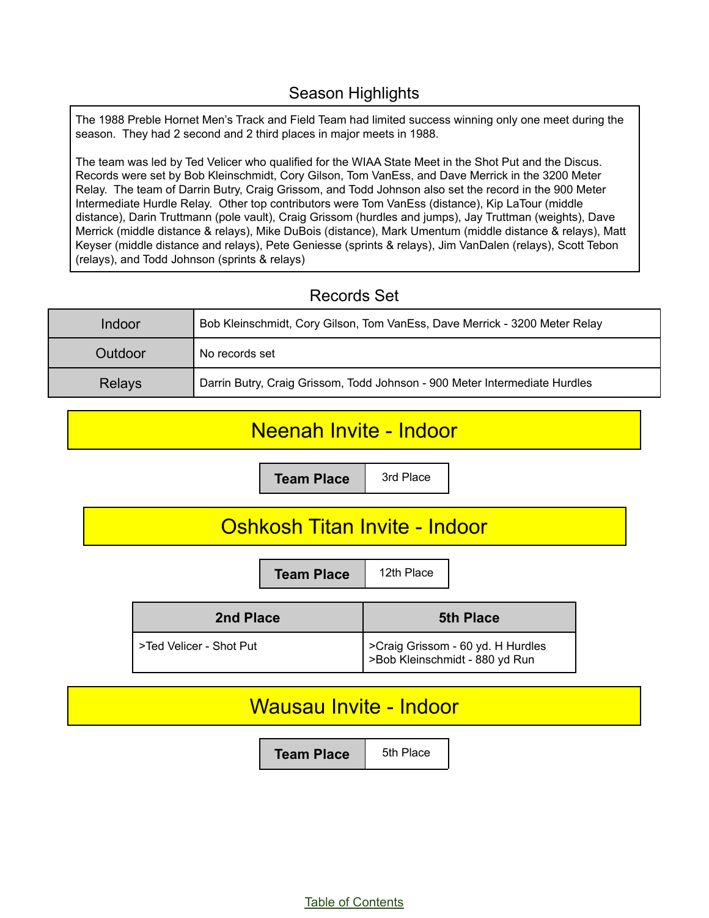## Season Highlights

The 1988 Preble Hornet Men's Track and Field Team had limited success winning only one meet during the season. They had 2 second and 2 third places in major meets in 1988.

The team was led by Ted Velicer who qualified for the WIAA State Meet in the Shot Put and the Discus. Records were set by Bob Kleinschmidt, Cory Gilson, Tom VanEss, and Dave Merrick in the 3200 Meter Relay. The team of Darrin Butry, Craig Grissom, and Todd Johnson also set the record in the 900 Meter Intermediate Hurdle Relay. Other top contributors were Tom VanEss (distance), Kip LaTour (middle distance), Darin Truttmann (pole vault), Craig Grissom (hurdles and jumps), Jay Truttman (weights), Dave Merrick (middle distance & relays), Mike DuBois (distance), Mark Umentum (middle distance & relays), Matt Keyser (middle distance and relays), Pete Geniesse (sprints & relays), Jim VanDalen (relays), Scott Tebon (relays), and Todd Johnson (sprints & relays)

## Records Set

| | |
|---|---|
| Indoor | Bob Kleinschmidt, Cory Gilson, Tom VanEss, Dave Merrick - 3200 Meter Relay |
| Outdoor | No records set |
| Relays | Darrin Butry, Craig Grissom, Todd Johnson - 900 Meter Intermediate Hurdles |

## Neenah Invite - Indoor

| Team Place | 3rd Place |
|---|---|

## Oshkosh Titan Invite - Indoor

| Team Place | 12th Place |
|---|---|

| 2nd Place | 5th Place |
|---|---|
| >Ted Velicer - Shot Put | >Craig Grissom - 60 yd. H Hurdles<br>>Bob Kleinschmidt - 880 yd Run |

## Wausau Invite - Indoor

| Team Place | 5th Place |
|---|---|

Table of Contents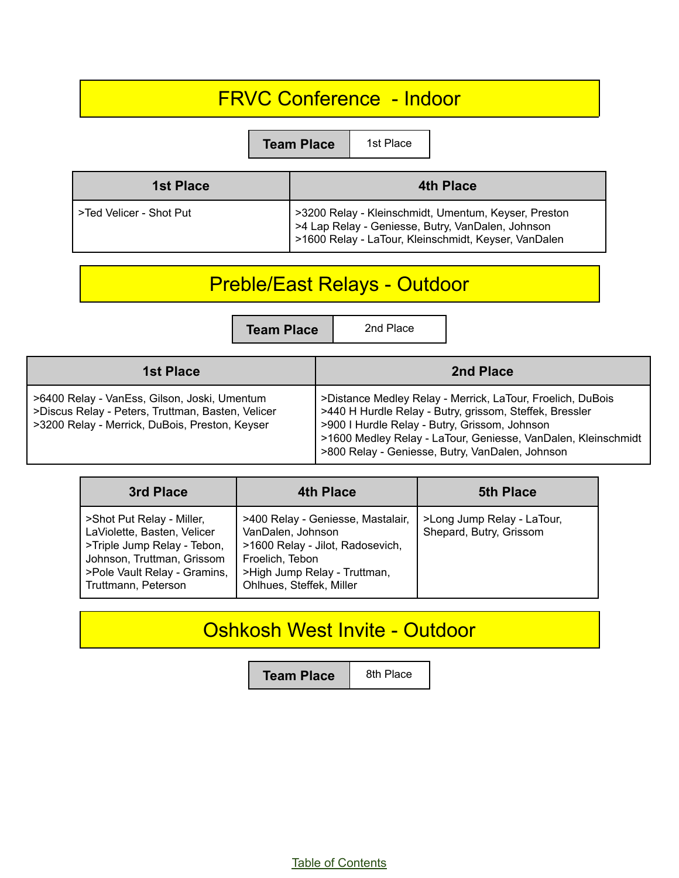## FRVC Conference - Indoor

| Team Place | 1st Place |
|---|---|

| 1st Place | 4th Place |
|---|---|
| >Ted Velicer - Shot Put | >3200 Relay - Kleinschmidt, Umentum, Keyser, Preston<br>>4 Lap Relay - Geniesse, Butry, VanDalen, Johnson<br>>1600 Relay - LaTour, Kleinschmidt, Keyser, VanDalen |

## Preble/East Relays - Outdoor

| Team Place | 2nd Place |
|---|---|

| 1st Place | 2nd Place |
|---|---|
| >6400 Relay - VanEss, Gilson, Joski, Umentum<br>>Discus Relay - Peters, Truttman, Basten, Velicer<br>>3200 Relay - Merrick, DuBois, Preston, Keyser | >Distance Medley Relay - Merrick, LaTour, Froelich, DuBois<br>>440 H Hurdle Relay - Butry, grissom, Steffek, Bressler<br>>900 I Hurdle Relay - Butry, Grissom, Johnson<br>>1600 Medley Relay - LaTour, Geniesse, VanDalen, Kleinschmidt<br>>800 Relay - Geniesse, Butry, VanDalen, Johnson |

| 3rd Place | 4th Place | 5th Place |
|---|---|---|
| >Shot Put Relay - Miller, LaViolette, Basten, Velicer<br>>Triple Jump Relay - Tebon, Johnson, Truttman, Grissom<br>>Pole Vault Relay - Gramins, Truttmann, Peterson | >400 Relay - Geniesse, Mastalair, VanDalen, Johnson<br>>1600 Relay - Jilot, Radosevich, Froelich, Tebon<br>>High Jump Relay - Truttman, Ohlhues, Steffek, Miller | >Long Jump Relay - LaTour, Shepard, Butry, Grissom |

## Oshkosh West Invite - Outdoor

| Team Place | 8th Place |
|---|---|

Table of Contents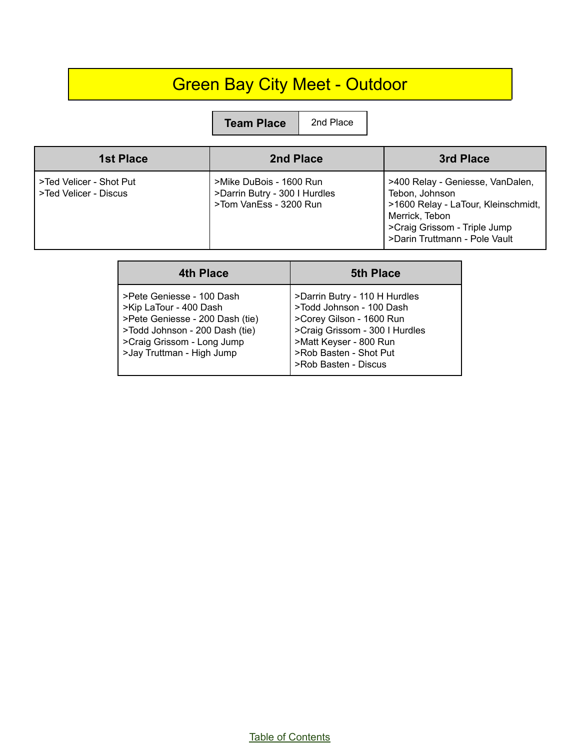# Green Bay City Meet - Outdoor

| Team Place | 2nd Place |
|---|---|

| 1st Place | 2nd Place | 3rd Place |
|---|---|---|
| >Ted Velicer - Shot Put<br>>Ted Velicer - Discus | >Mike DuBois - 1600 Run<br>>Darrin Butry - 300 I Hurdles<br>>Tom VanEss - 3200 Run | >400 Relay - Geniesse, VanDalen, Tebon, Johnson<br>>1600 Relay - LaTour, Kleinschmidt, Merrick, Tebon<br>>Craig Grissom - Triple Jump<br>>Darin Truttmann - Pole Vault |

| 4th Place | 5th Place |
|---|---|
| >Pete Geniesse - 100 Dash<br>>Kip LaTour - 400 Dash<br>>Pete Geniesse - 200 Dash (tie)<br>>Todd Johnson - 200 Dash (tie)<br>>Craig Grissom - Long Jump<br>>Jay Truttman - High Jump | >Darrin Butry - 110 H Hurdles<br>>Todd Johnson - 100 Dash<br>>Corey Gilson - 1600 Run<br>>Craig Grissom - 300 I Hurdles<br>>Matt Keyser - 800 Run<br>>Rob Basten - Shot Put<br>>Rob Basten - Discus |

Table of Contents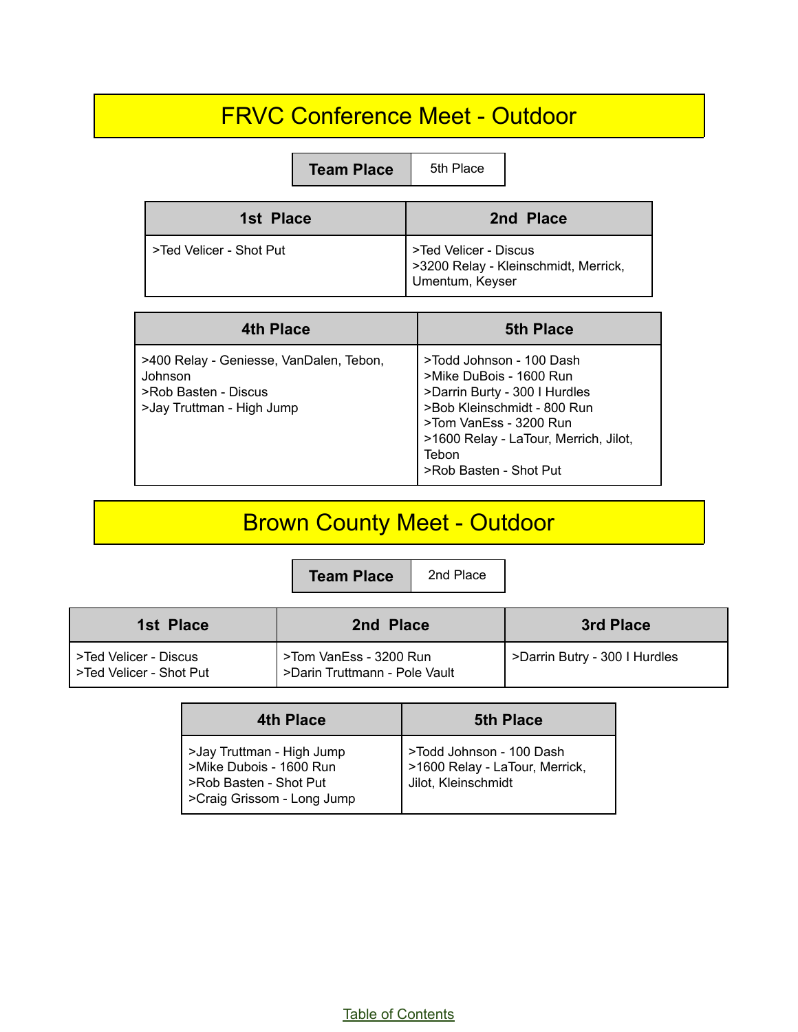# FRVC Conference Meet - Outdoor

| Team Place | 5th Place |
|---|---|

| 1st Place | 2nd Place |
|---|---|
| >Ted Velicer - Shot Put | >Ted Velicer - Discus<br>>3200 Relay - Kleinschmidt, Merrick, Umentum, Keyser |

| 4th Place | 5th Place |
|---|---|
| >400 Relay - Geniesse, VanDalen, Tebon, Johnson<br>>Rob Basten - Discus<br>>Jay Truttman - High Jump | >Todd Johnson - 100 Dash<br>>Mike DuBois - 1600 Run<br>>Darrin Burty - 300 I Hurdles<br>>Bob Kleinschmidt - 800 Run<br>>Tom VanEss - 3200 Run<br>>1600 Relay - LaTour, Merrich, Jilot, Tebon<br>>Rob Basten - Shot Put |

# Brown County Meet - Outdoor

| Team Place | 2nd Place |
|---|---|

| 1st Place | 2nd Place | 3rd Place |
|---|---|---|
| >Ted Velicer - Discus<br>>Ted Velicer - Shot Put | >Tom VanEss - 3200 Run<br>>Darin Truttmann - Pole Vault | >Darrin Butry - 300 I Hurdles |

| 4th Place | 5th Place |
|---|---|
| >Jay Truttman - High Jump<br>>Mike Dubois - 1600 Run<br>>Rob Basten - Shot Put<br>>Craig Grissom - Long Jump | >Todd Johnson - 100 Dash<br>>1600 Relay - LaTour, Merrick, Jilot, Kleinschmidt |

Table of Contents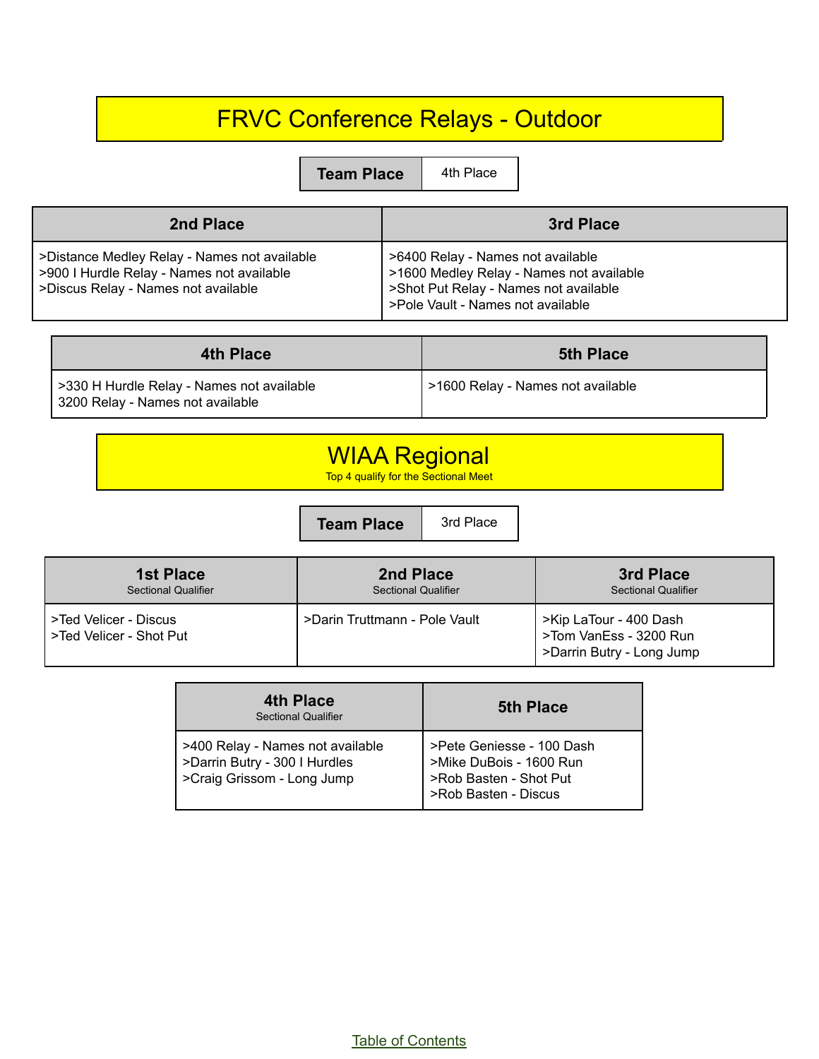# FRVC Conference Relays - Outdoor

| Team Place | 4th Place |
|---|---|

| 2nd Place | 3rd Place |
|---|---|
| >Distance Medley Relay - Names not available<br>>900 I Hurdle Relay - Names not available<br>>Discus Relay - Names not available | >6400 Relay - Names not available<br>>1600 Medley Relay - Names not available<br>>Shot Put Relay - Names not available<br>>Pole Vault - Names not available |

| 4th Place | 5th Place |
|---|---|
| >330 H Hurdle Relay - Names not available<br>3200 Relay - Names not available | >1600 Relay - Names not available |

# WIAA Regional

Top 4 qualify for the Sectional Meet

| Team Place | 3rd Place |
|---|---|

| 1st Place<br>Sectional Qualifier | 2nd Place<br>Sectional Qualifier | 3rd Place<br>Sectional Qualifier |
|---|---|---|
| >Ted Velicer - Discus<br>>Ted Velicer - Shot Put | >Darin Truttmann - Pole Vault | >Kip LaTour - 400 Dash<br>>Tom VanEss - 3200 Run<br>>Darrin Butry - Long Jump |

| 4th Place<br>Sectional Qualifier | 5th Place |
|---|---|
| >400 Relay - Names not available<br>>Darrin Butry - 300 I Hurdles<br>>Craig Grissom - Long Jump | >Pete Geniesse - 100 Dash<br>>Mike DuBois - 1600 Run<br>>Rob Basten - Shot Put<br>>Rob Basten - Discus |

Table of Contents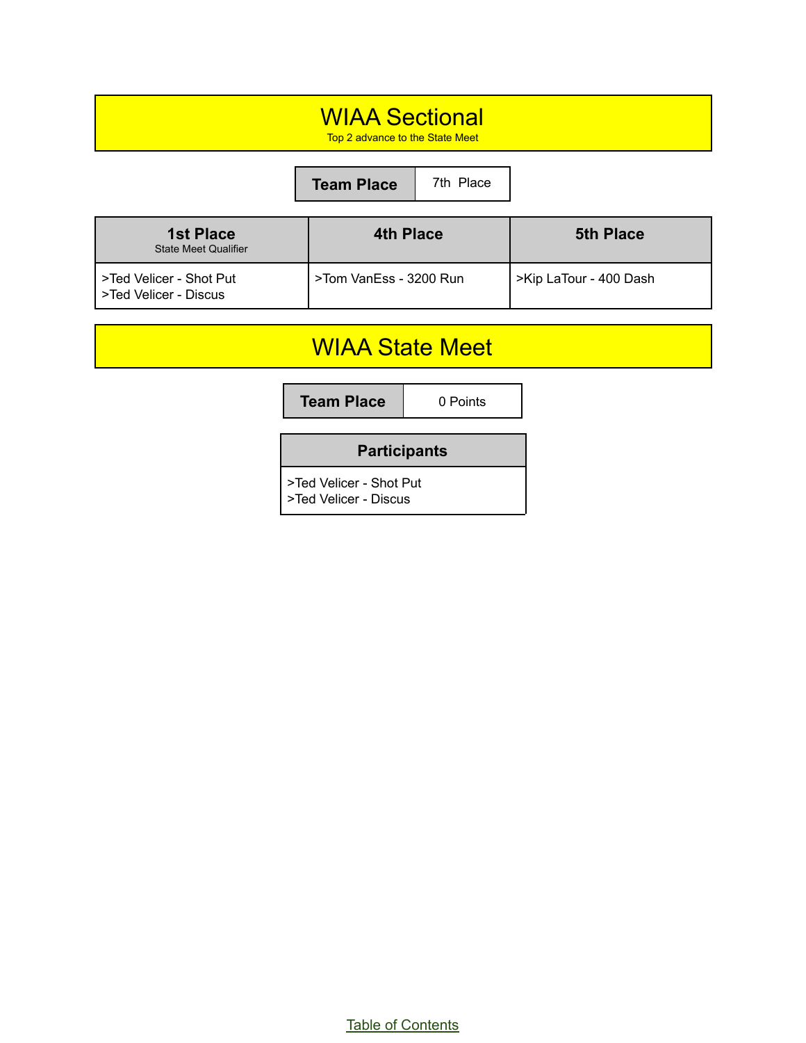# WIAA Sectional

Top 2 advance to the State Meet

| Team Place | 7th Place |
|---|---|

| 1st Place<br>State Meet Qualifier | 4th Place | 5th Place |
|---|---|---|
| >Ted Velicer - Shot Put<br>>Ted Velicer - Discus | >Tom VanEss - 3200 Run | >Kip LaTour - 400 Dash |

# WIAA State Meet

| Team Place | 0 Points |
|---|---|

| Participants |
|---|
| >Ted Velicer - Shot Put<br>>Ted Velicer - Discus |

Table of Contents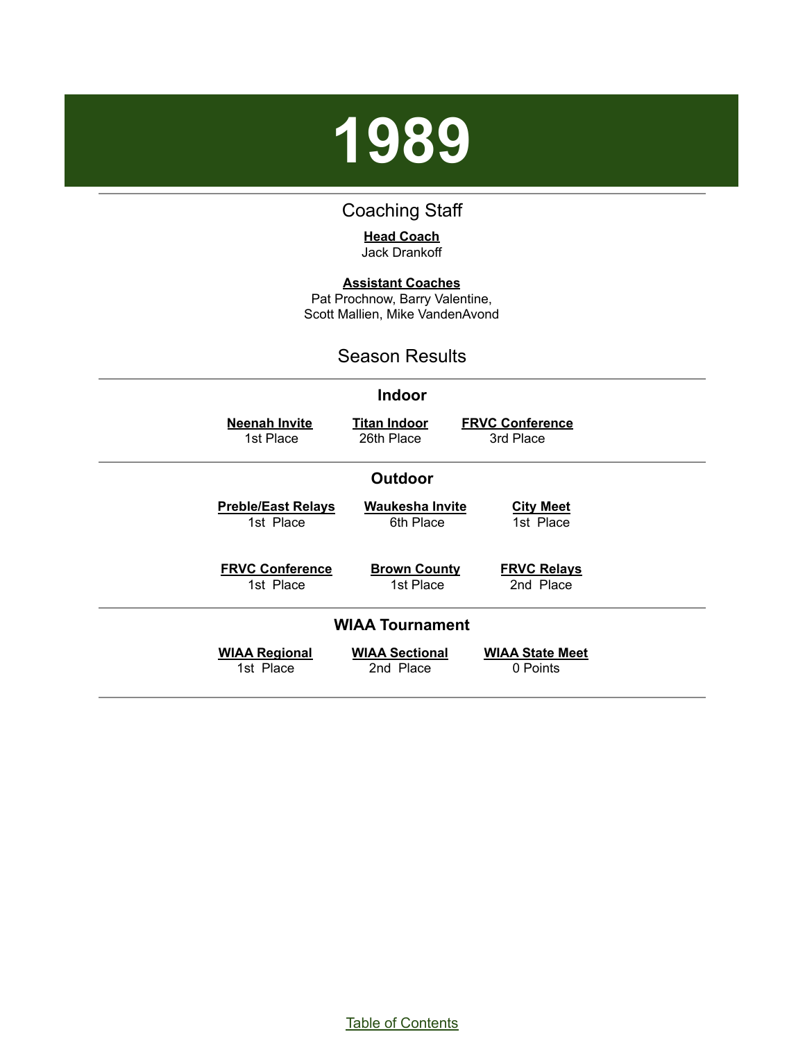# 1989

## Coaching Staff

**Head Coach**
Jack Drankoff

**Assistant Coaches**
Pat Prochnow, Barry Valentine,
Scott Mallien, Mike VandenAvond

## Season Results

### Indoor

| Neenah Invite | Titan Indoor | FRVC Conference |
|---|---|---|
| 1st Place | 26th Place | 3rd Place |

### Outdoor

| Preble/East Relays | Waukesha Invite | City Meet |
|---|---|---|
| 1st Place | 6th Place | 1st Place |

| FRVC Conference | Brown County | FRVC Relays |
|---|---|---|
| 1st Place | 1st Place | 2nd Place |

### WIAA Tournament

| WIAA Regional | WIAA Sectional | WIAA State Meet |
|---|---|---|
| 1st Place | 2nd Place | 0 Points |

Table of Contents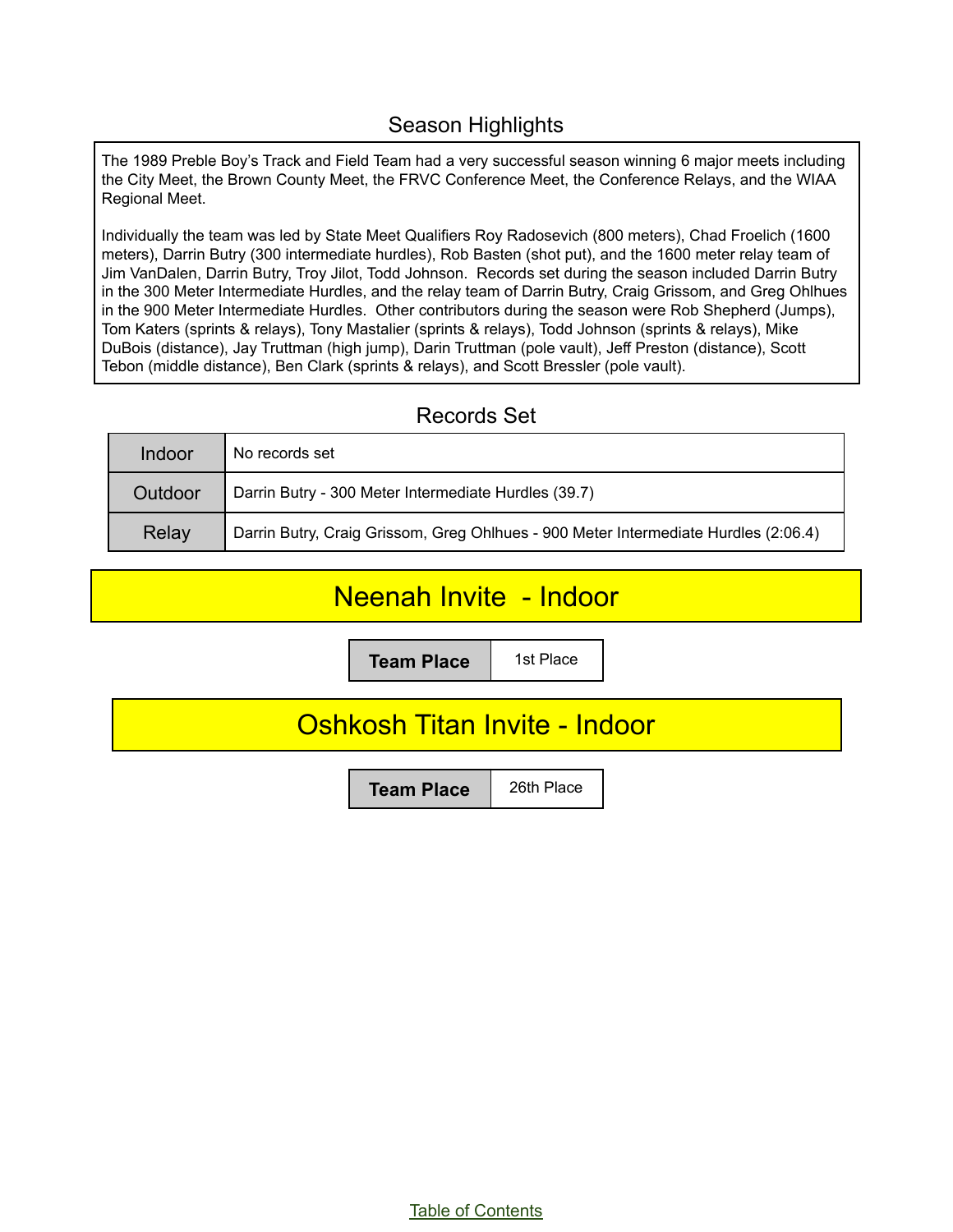## Season Highlights

The 1989 Preble Boy's Track and Field Team had a very successful season winning 6 major meets including the City Meet, the Brown County Meet, the FRVC Conference Meet, the Conference Relays, and the WIAA Regional Meet.

Individually the team was led by State Meet Qualifiers Roy Radosevich (800 meters), Chad Froelich (1600 meters), Darrin Butry (300 intermediate hurdles), Rob Basten (shot put), and the 1600 meter relay team of Jim VanDalen, Darrin Butry, Troy Jilot, Todd Johnson. Records set during the season included Darrin Butry in the 300 Meter Intermediate Hurdles, and the relay team of Darrin Butry, Craig Grissom, and Greg Ohlhues in the 900 Meter Intermediate Hurdles. Other contributors during the season were Rob Shepherd (Jumps), Tom Katers (sprints & relays), Tony Mastalier (sprints & relays), Todd Johnson (sprints & relays), Mike DuBois (distance), Jay Truttman (high jump), Darin Truttman (pole vault), Jeff Preston (distance), Scott Tebon (middle distance), Ben Clark (sprints & relays), and Scott Bressler (pole vault).

## Records Set

| | |
|---|---|
| Indoor | No records set |
| Outdoor | Darrin Butry - 300 Meter Intermediate Hurdles (39.7) |
| Relay | Darrin Butry, Craig Grissom, Greg Ohlhues - 900 Meter Intermediate Hurdles (2:06.4) |

## Neenah Invite - Indoor

| **Team Place** | 1st Place |
|---|---|

## Oshkosh Titan Invite - Indoor

| **Team Place** | 26th Place |
|---|---|

Table of Contents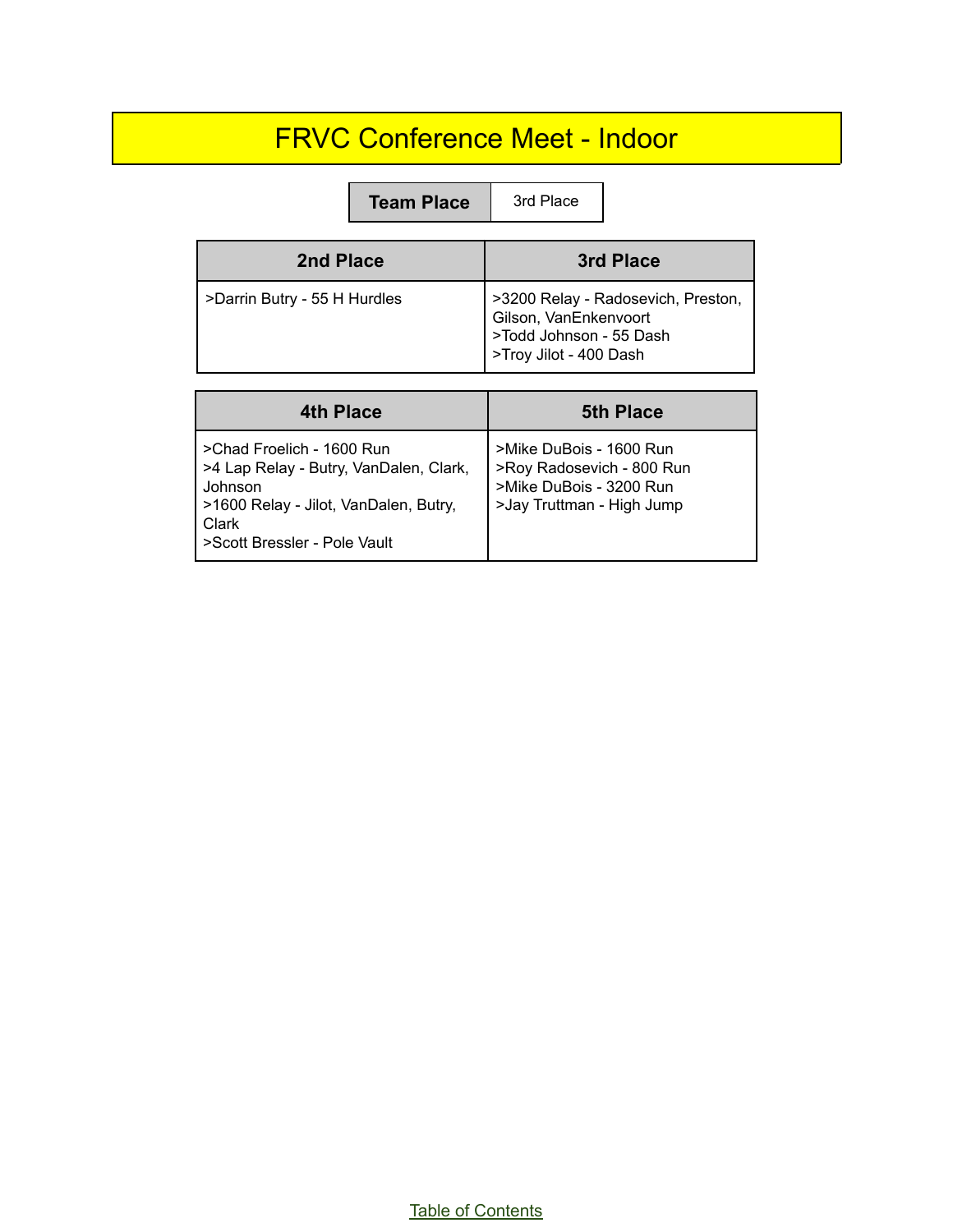# FRVC Conference Meet - Indoor

| Team Place | 3rd Place |
|---|---|

| 2nd Place | 3rd Place |
|---|---|
| >Darrin Butry - 55 H Hurdles | >3200 Relay - Radosevich, Preston, Gilson, VanEnkenvoort<br>>Todd Johnson - 55 Dash<br>>Troy Jilot - 400 Dash |

| 4th Place | 5th Place |
|---|---|
| >Chad Froelich - 1600 Run<br>>4 Lap Relay - Butry, VanDalen, Clark, Johnson<br>>1600 Relay - Jilot, VanDalen, Butry, Clark<br>>Scott Bressler - Pole Vault | >Mike DuBois - 1600 Run<br>>Roy Radosevich - 800 Run<br>>Mike DuBois - 3200 Run<br>>Jay Truttman - High Jump |

Table of Contents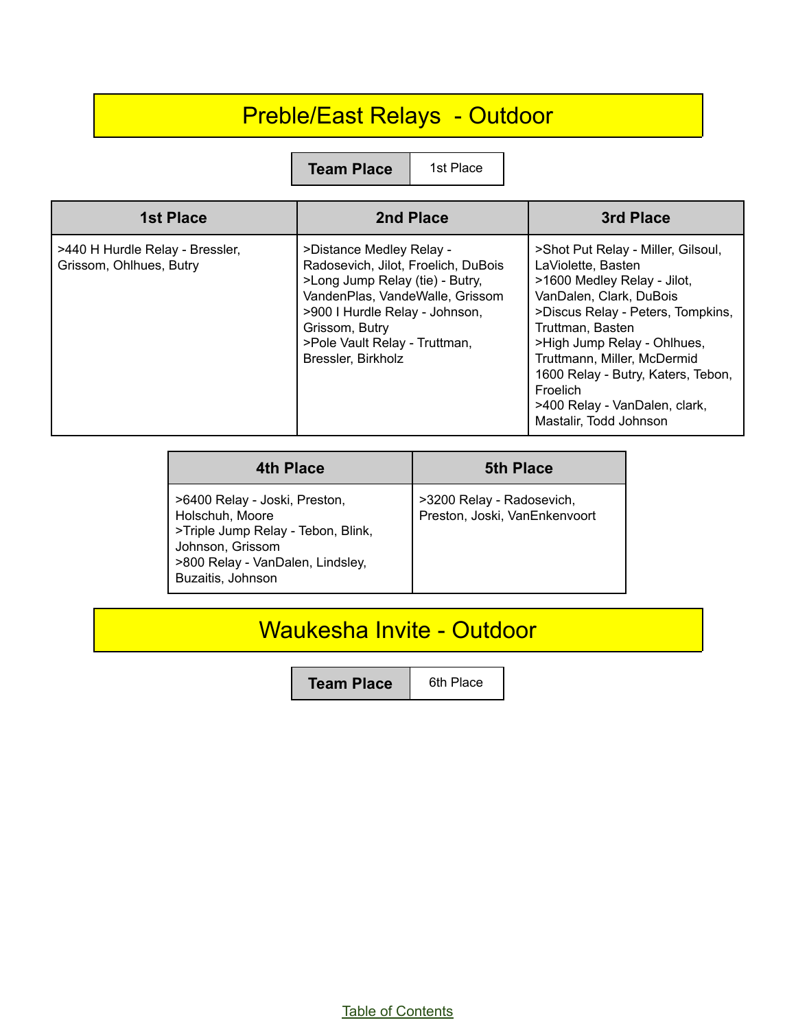# Preble/East Relays - Outdoor

| Team Place | 1st Place |
| --- | --- |

| 1st Place | 2nd Place | 3rd Place |
| --- | --- | --- |
| >440 H Hurdle Relay - Bressler, Grissom, Ohlhues, Butry | >Distance Medley Relay - Radosevich, Jilot, Froelich, DuBois<br>>Long Jump Relay (tie) - Butry, VandenPlas, VandeWalle, Grissom<br>>900 I Hurdle Relay - Johnson, Grissom, Butry<br>>Pole Vault Relay - Truttman, Bressler, Birkholz | >Shot Put Relay - Miller, Gilsoul, LaViolette, Basten<br>>1600 Medley Relay - Jilot, VanDalen, Clark, DuBois<br>>Discus Relay - Peters, Tompkins, Truttman, Basten<br>>High Jump Relay - Ohlhues, Truttmann, Miller, McDermid<br>1600 Relay - Butry, Katers, Tebon, Froelich<br>>400 Relay - VanDalen, clark, Mastalir, Todd Johnson |

| 4th Place | 5th Place |
| --- | --- |
| >6400 Relay - Joski, Preston, Holschuh, Moore<br>>Triple Jump Relay - Tebon, Blink, Johnson, Grissom<br>>800 Relay - VanDalen, Lindsley, Buzaitis, Johnson | >3200 Relay - Radosevich, Preston, Joski, VanEnkenvoort |

# Waukesha Invite - Outdoor

| Team Place | 6th Place |
| --- | --- |

Table of Contents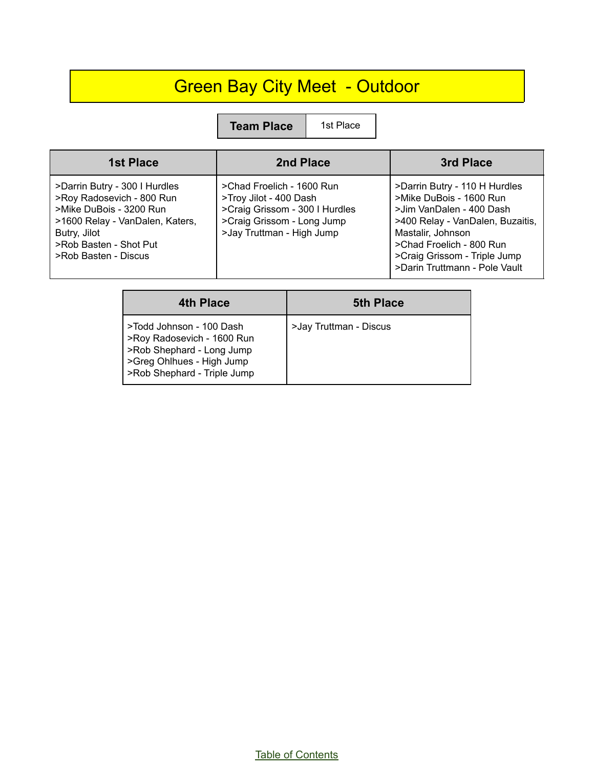# Green Bay City Meet - Outdoor

| Team Place | 1st Place |
|---|---|

| 1st Place | 2nd Place | 3rd Place |
|---|---|---|
| >Darrin Butry - 300 I Hurdles<br>>Roy Radosevich - 800 Run<br>>Mike DuBois - 3200 Run<br>>1600 Relay - VanDalen, Katers, Butry, Jilot<br>>Rob Basten - Shot Put<br>>Rob Basten - Discus | >Chad Froelich - 1600 Run<br>>Troy Jilot - 400 Dash<br>>Craig Grissom - 300 I Hurdles<br>>Craig Grissom - Long Jump<br>>Jay Truttman - High Jump | >Darrin Butry - 110 H Hurdles<br>>Mike DuBois - 1600 Run<br>>Jim VanDalen - 400 Dash<br>>400 Relay - VanDalen, Buzaitis, Mastalir, Johnson<br>>Chad Froelich - 800 Run<br>>Craig Grissom - Triple Jump<br>>Darin Truttmann - Pole Vault |

| 4th Place | 5th Place |
|---|---|
| >Todd Johnson - 100 Dash<br>>Roy Radosevich - 1600 Run<br>>Rob Shephard - Long Jump<br>>Greg Ohlhues - High Jump<br>>Rob Shephard - Triple Jump | >Jay Truttman - Discus |

Table of Contents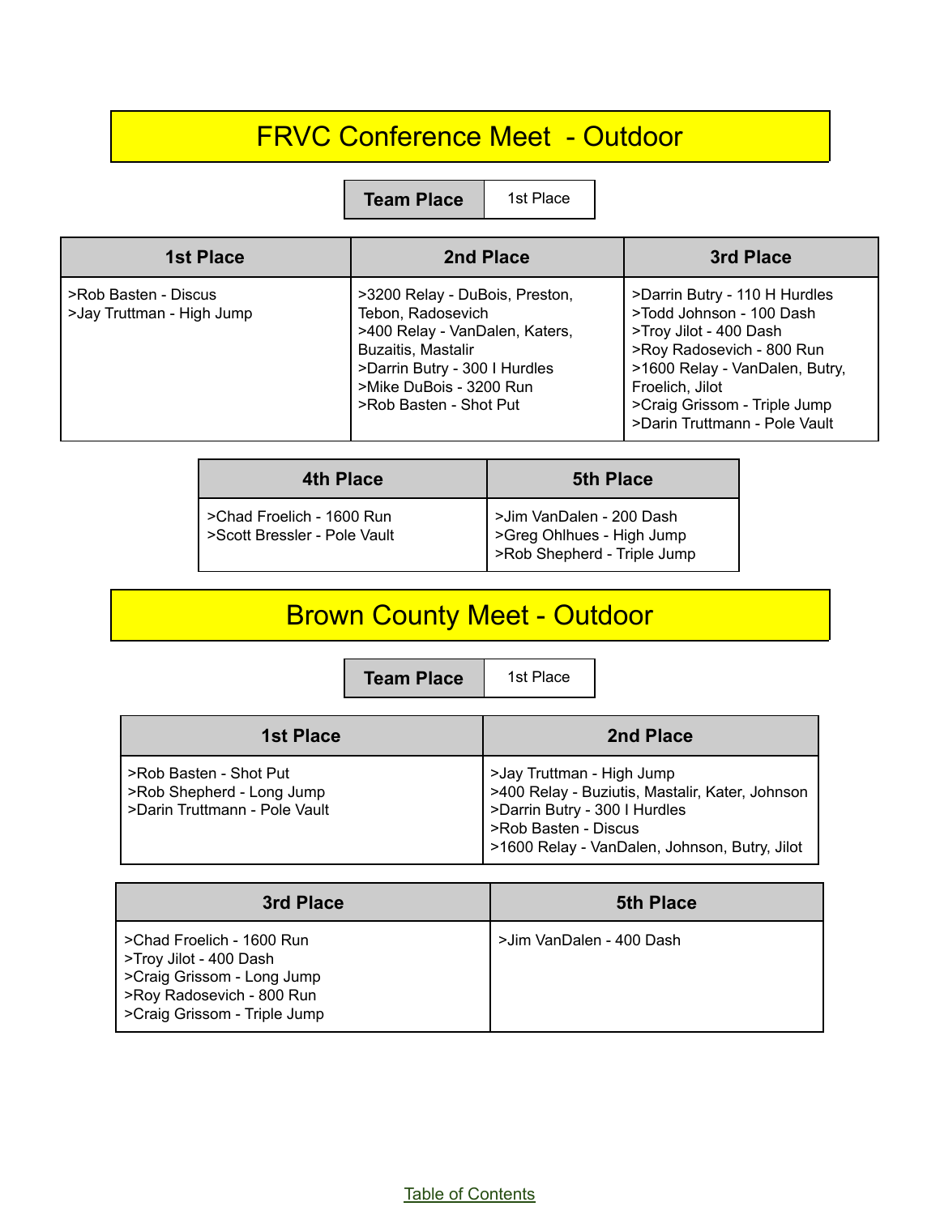# FRVC Conference Meet - Outdoor

| Team Place | 1st Place |
| --- | --- |

| 1st Place | 2nd Place | 3rd Place |
| --- | --- | --- |
| >Rob Basten - Discus<br>>Jay Truttman - High Jump | >3200 Relay - DuBois, Preston, Tebon, Radosevich<br>>400 Relay - VanDalen, Katers, Buzaitis, Mastalir<br>>Darrin Butry - 300 I Hurdles<br>>Mike DuBois - 3200 Run<br>>Rob Basten - Shot Put | >Darrin Butry - 110 H Hurdles<br>>Todd Johnson - 100 Dash<br>>Troy Jilot - 400 Dash<br>>Roy Radosevich - 800 Run<br>>1600 Relay - VanDalen, Butry, Froelich, Jilot<br>>Craig Grissom - Triple Jump<br>>Darin Truttmann - Pole Vault |

| 4th Place | 5th Place |
| --- | --- |
| >Chad Froelich - 1600 Run<br>>Scott Bressler - Pole Vault | >Jim VanDalen - 200 Dash<br>>Greg Ohlhues - High Jump<br>>Rob Shepherd - Triple Jump |

# Brown County Meet - Outdoor

| Team Place | 1st Place |
| --- | --- |

| 1st Place | 2nd Place |
| --- | --- |
| >Rob Basten - Shot Put<br>>Rob Shepherd - Long Jump<br>>Darin Truttmann - Pole Vault | >Jay Truttman - High Jump<br>>400 Relay - Buziutis, Mastalir, Kater, Johnson<br>>Darrin Butry - 300 I Hurdles<br>>Rob Basten - Discus<br>>1600 Relay - VanDalen, Johnson, Butry, Jilot |

| 3rd Place | 5th Place |
| --- | --- |
| >Chad Froelich - 1600 Run<br>>Troy Jilot - 400 Dash<br>>Craig Grissom - Long Jump<br>>Roy Radosevich - 800 Run<br>>Craig Grissom - Triple Jump | >Jim VanDalen - 400 Dash |

Table of Contents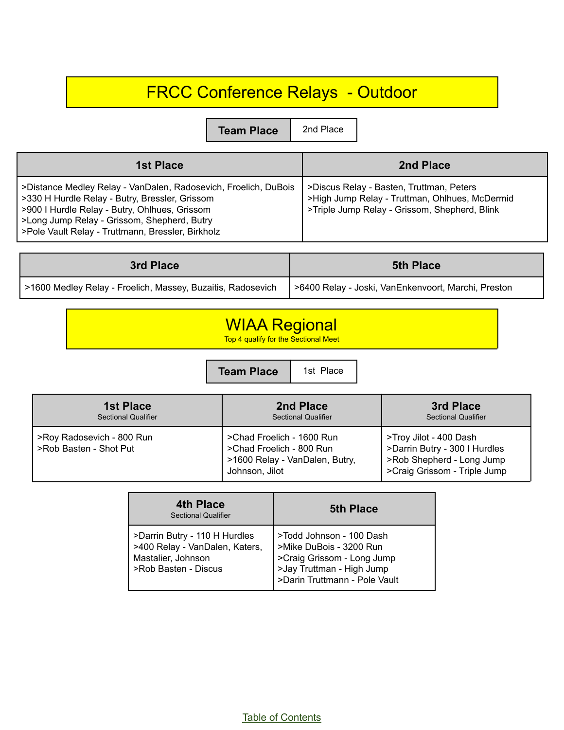# FRCC Conference Relays - Outdoor

| Team Place | 2nd Place |
|---|---|

| 1st Place | 2nd Place |
|---|---|
| >Distance Medley Relay - VanDalen, Radosevich, Froelich, DuBois<br>>330 H Hurdle Relay - Butry, Bressler, Grissom<br>>900 I Hurdle Relay - Butry, Ohlhues, Grissom<br>>Long Jump Relay - Grissom, Shepherd, Butry<br>>Pole Vault Relay - Truttmann, Bressler, Birkholz | >Discus Relay - Basten, Truttman, Peters<br>>High Jump Relay - Truttman, Ohlhues, McDermid<br>>Triple Jump Relay - Grissom, Shepherd, Blink |

| 3rd Place | 5th Place |
|---|---|
| >1600 Medley Relay - Froelich, Massey, Buzaitis, Radosevich | >6400 Relay - Joski, VanEnkenvoort, Marchi, Preston |

# WIAA Regional

Top 4 qualify for the Sectional Meet

| Team Place | 1st Place |
|---|---|

| 1st Place<br>Sectional Qualifier | 2nd Place<br>Sectional Qualifier | 3rd Place<br>Sectional Qualifier |
|---|---|---|
| >Roy Radosevich - 800 Run<br>>Rob Basten - Shot Put | >Chad Froelich - 1600 Run<br>>Chad Froelich - 800 Run<br>>1600 Relay - VanDalen, Butry, Johnson, Jilot | >Troy Jilot - 400 Dash<br>>Darrin Butry - 300 I Hurdles<br>>Rob Shepherd - Long Jump<br>>Craig Grissom - Triple Jump |

| 4th Place<br>Sectional Qualifier | 5th Place |
|---|---|
| >Darrin Butry - 110 H Hurdles<br>>400 Relay - VanDalen, Katers, Mastalier, Johnson<br>>Rob Basten - Discus | >Todd Johnson - 100 Dash<br>>Mike DuBois - 3200 Run<br>>Craig Grissom - Long Jump<br>>Jay Truttman - High Jump<br>>Darin Truttmann - Pole Vault |

Table of Contents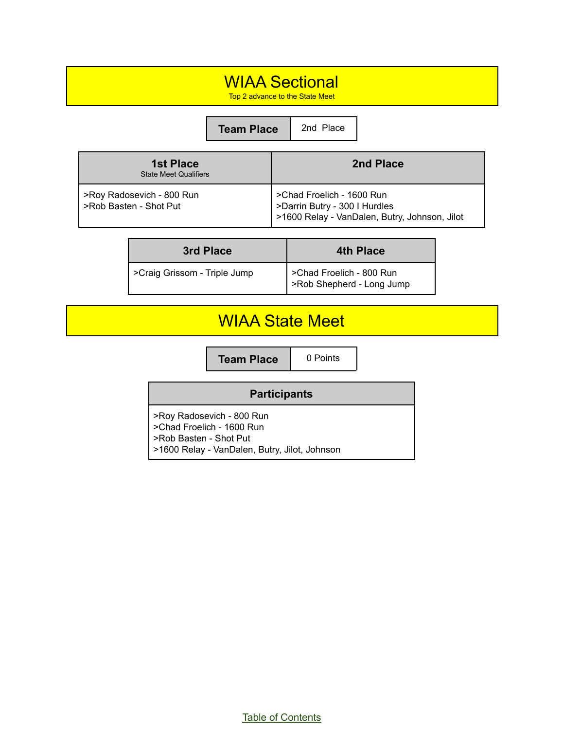# WIAA Sectional

Top 2 advance to the State Meet

| Team Place | 2nd Place |
|---|---|

| 1st Place<br>State Meet Qualifiers | 2nd Place |
|---|---|
| >Roy Radosevich - 800 Run<br>>Rob Basten - Shot Put | >Chad Froelich - 1600 Run<br>>Darrin Butry - 300 I Hurdles<br>>1600 Relay - VanDalen, Butry, Johnson, Jilot |

| 3rd Place | 4th Place |
|---|---|
| >Craig Grissom - Triple Jump | >Chad Froelich - 800 Run<br>>Rob Shepherd - Long Jump |

# WIAA State Meet

| Team Place | 0 Points |
|---|---|

| Participants |
|---|
| >Roy Radosevich - 800 Run<br>>Chad Froelich - 1600 Run<br>>Rob Basten - Shot Put<br>>1600 Relay - VanDalen, Butry, Jilot, Johnson |

Table of Contents